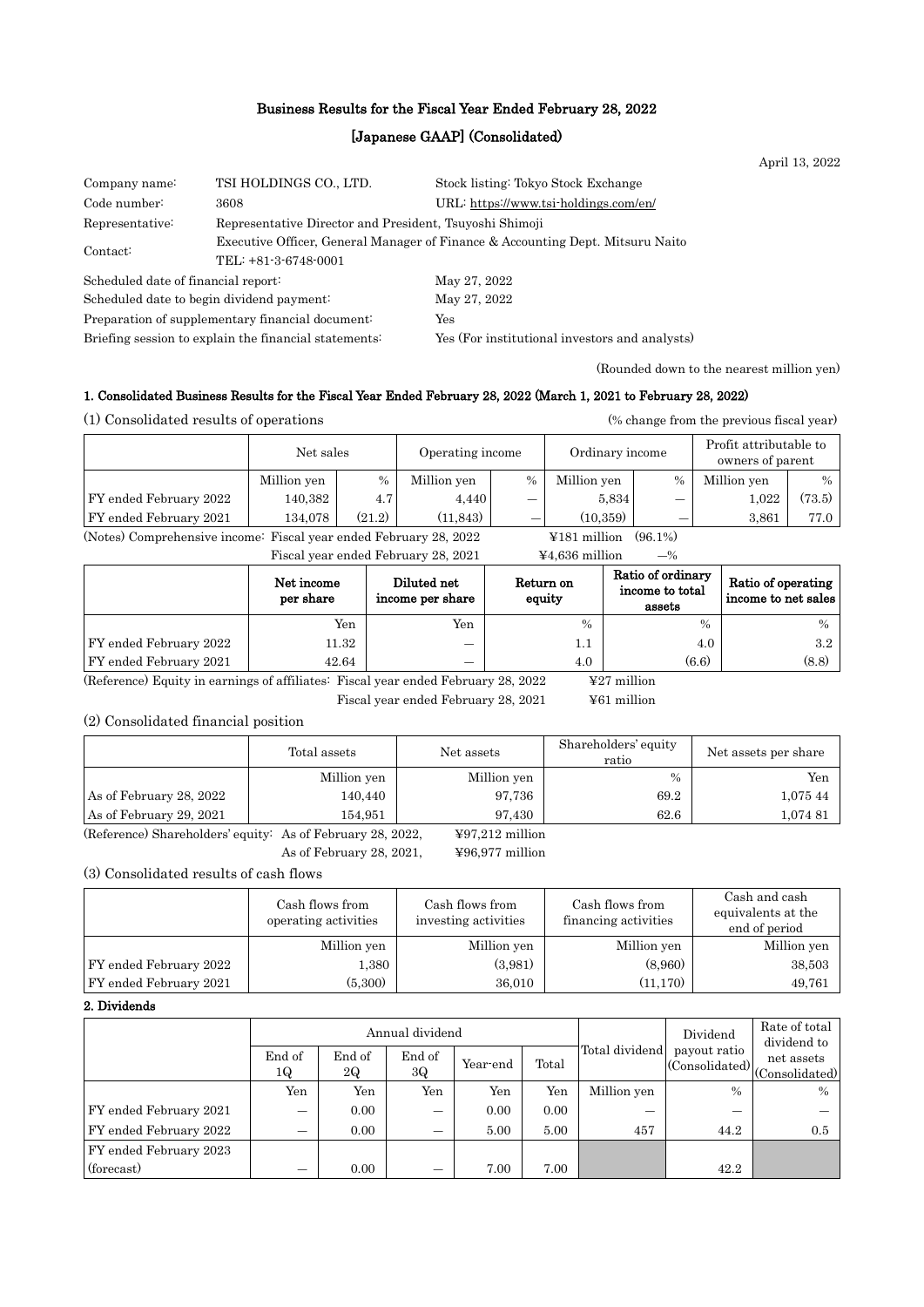# Business Results for the Fiscal Year Ended February 28, 2022

## [Japanese GAAP] (Consolidated)

April 13, 2022

| | | | |
|---|---|---|---|
| Company name: | TSI HOLDINGS CO., LTD. | Stock listing: Tokyo Stock Exchange | |
| Code number: | 3608 | URL: https://www.tsi-holdings.com/en/ | |
| Representative: | Representative Director and President, Tsuyoshi Shimoji | | |
| Contact: | Executive Officer, General Manager of Finance & Accounting Dept. Mitsuru Naito TEL: +81-3-6748-0001 | | |

Scheduled date of financial report: May 27, 2022
Scheduled date to begin dividend payment: May 27, 2022
Preparation of supplementary financial document: Yes
Briefing session to explain the financial statements: Yes (For institutional investors and analysts)

(Rounded down to the nearest million yen)

### 1. Consolidated Business Results for the Fiscal Year Ended February 28, 2022 (March 1, 2021 to February 28, 2022)

(1) Consolidated results of operations (% change from the previous fiscal year)

| | Net sales | | Operating income | | Ordinary income | | Profit attributable to owners of parent | |
|---|---|---|---|---|---|---|---|---|
| | Million yen | % | Million yen | % | Million yen | % | Million yen | % |
| FY ended February 2022 | 140,382 | 4.7 | 4,440 | — | 5,834 | — | 1,022 | (73.5) |
| FY ended February 2021 | 134,078 | (21.2) | (11,843) | — | (10,359) | — | 3,861 | 77.0 |

(Notes) Comprehensive income: Fiscal year ended February 28, 2022 ¥181 million (96.1%)
Fiscal year ended February 28, 2021 ¥4,636 million —%

| | Net income per share | Diluted net income per share | Return on equity | Ratio of ordinary income to total assets | Ratio of operating income to net sales |
|---|---|---|---|---|---|
| | Yen | Yen | % | % | % |
| FY ended February 2022 | 11.32 | — | 1.1 | 4.0 | 3.2 |
| FY ended February 2021 | 42.64 | — | 4.0 | (6.6) | (8.8) |

(Reference) Equity in earnings of affiliates: Fiscal year ended February 28, 2022 ¥27 million
Fiscal year ended February 28, 2021 ¥61 million

(2) Consolidated financial position

| | Total assets | Net assets | Shareholders' equity ratio | Net assets per share |
|---|---|---|---|---|
| | Million yen | Million yen | % | Yen |
| As of February 28, 2022 | 140,440 | 97,736 | 69.2 | 1,075 44 |
| As of February 29, 2021 | 154,951 | 97,430 | 62.6 | 1,074 81 |

(Reference) Shareholders' equity: As of February 28, 2022, ¥97,212 million
As of February 28, 2021, ¥96,977 million

(3) Consolidated results of cash flows

| | Cash flows from operating activities | Cash flows from investing activities | Cash flows from financing activities | Cash and cash equivalents at the end of period |
|---|---|---|---|---|
| | Million yen | Million yen | Million yen | Million yen |
| FY ended February 2022 | 1,380 | (3,981) | (8,960) | 38,503 |
| FY ended February 2021 | (5,300) | 36,010 | (11,170) | 49,761 |

### 2. Dividends

| | Annual dividend | | | | | Total dividend | Dividend payout ratio (Consolidated) | Rate of total dividend to net assets (Consolidated) |
|---|---|---|---|---|---|---|---|---|
| | End of 1Q | End of 2Q | End of 3Q | Year-end | Total | | | |
| | Yen | Yen | Yen | Yen | Yen | Million yen | % | % |
| FY ended February 2021 | — | 0.00 | — | 0.00 | 0.00 | — | — | — |
| FY ended February 2022 | — | 0.00 | — | 5.00 | 5.00 | 457 | 44.2 | 0.5 |
| FY ended February 2023 (forecast) | — | 0.00 | — | 7.00 | 7.00 | | 42.2 | |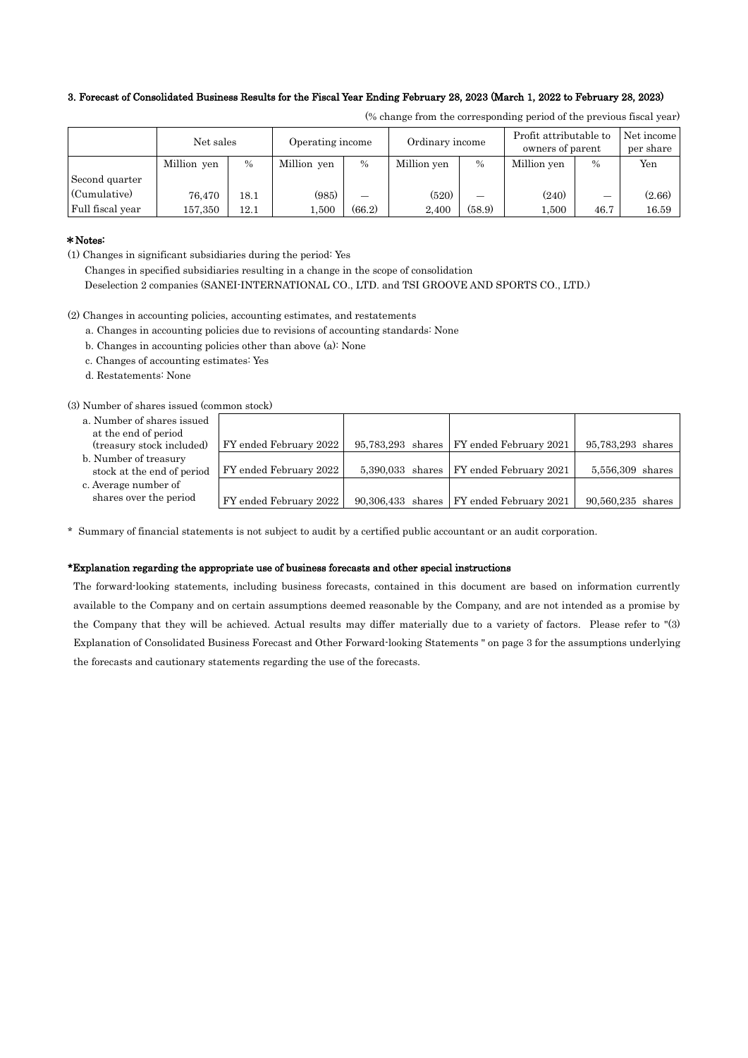### 3. Forecast of Consolidated Business Results for the Fiscal Year Ending February 28, 2023 (March 1, 2022 to February 28, 2023)

(% change from the corresponding period of the previous fiscal year)

| | Net sales | | Operating income | | Ordinary income | | Profit attributable to owners of parent | | Net income per share |
|---|---|---|---|---|---|---|---|---|---|
| | Million yen | % | Million yen | % | Million yen | % | Million yen | % | Yen |
| Second quarter (Cumulative) | 76,470 | 18.1 | (985) | — | (520) | — | (240) | — | (2.66) |
| Full fiscal year | 157,350 | 12.1 | 1,500 | (66.2) | 2,400 | (58.9) | 1,500 | 46.7 | 16.59 |

**\* Notes:**

(1) Changes in significant subsidiaries during the period: Yes

Changes in specified subsidiaries resulting in a change in the scope of consolidation

Deselection 2 companies (SANEI-INTERNATIONAL CO., LTD. and TSI GROOVE AND SPORTS CO., LTD.)

(2) Changes in accounting policies, accounting estimates, and restatements

a. Changes in accounting policies due to revisions of accounting standards: None

b. Changes in accounting policies other than above (a): None

c. Changes of accounting estimates: Yes

d. Restatements: None

(3) Number of shares issued (common stock)

| | | | | |
|---|---|---|---|---|
| a. Number of shares issued at the end of period (treasury stock included) | FY ended February 2022 | 95,783,293 shares | FY ended February 2021 | 95,783,293 shares |
| b. Number of treasury stock at the end of period | FY ended February 2022 | 5,390,033 shares | FY ended February 2021 | 5,556,309 shares |
| c. Average number of shares over the period | FY ended February 2022 | 90,306,433 shares | FY ended February 2021 | 90,560,235 shares |

\* Summary of financial statements is not subject to audit by a certified public accountant or an audit corporation.

**\*Explanation regarding the appropriate use of business forecasts and other special instructions**

The forward-looking statements, including business forecasts, contained in this document are based on information currently available to the Company and on certain assumptions deemed reasonable by the Company, and are not intended as a promise by the Company that they will be achieved. Actual results may differ materially due to a variety of factors. Please refer to "(3) Explanation of Consolidated Business Forecast and Other Forward-looking Statements " on page 3 for the assumptions underlying the forecasts and cautionary statements regarding the use of the forecasts.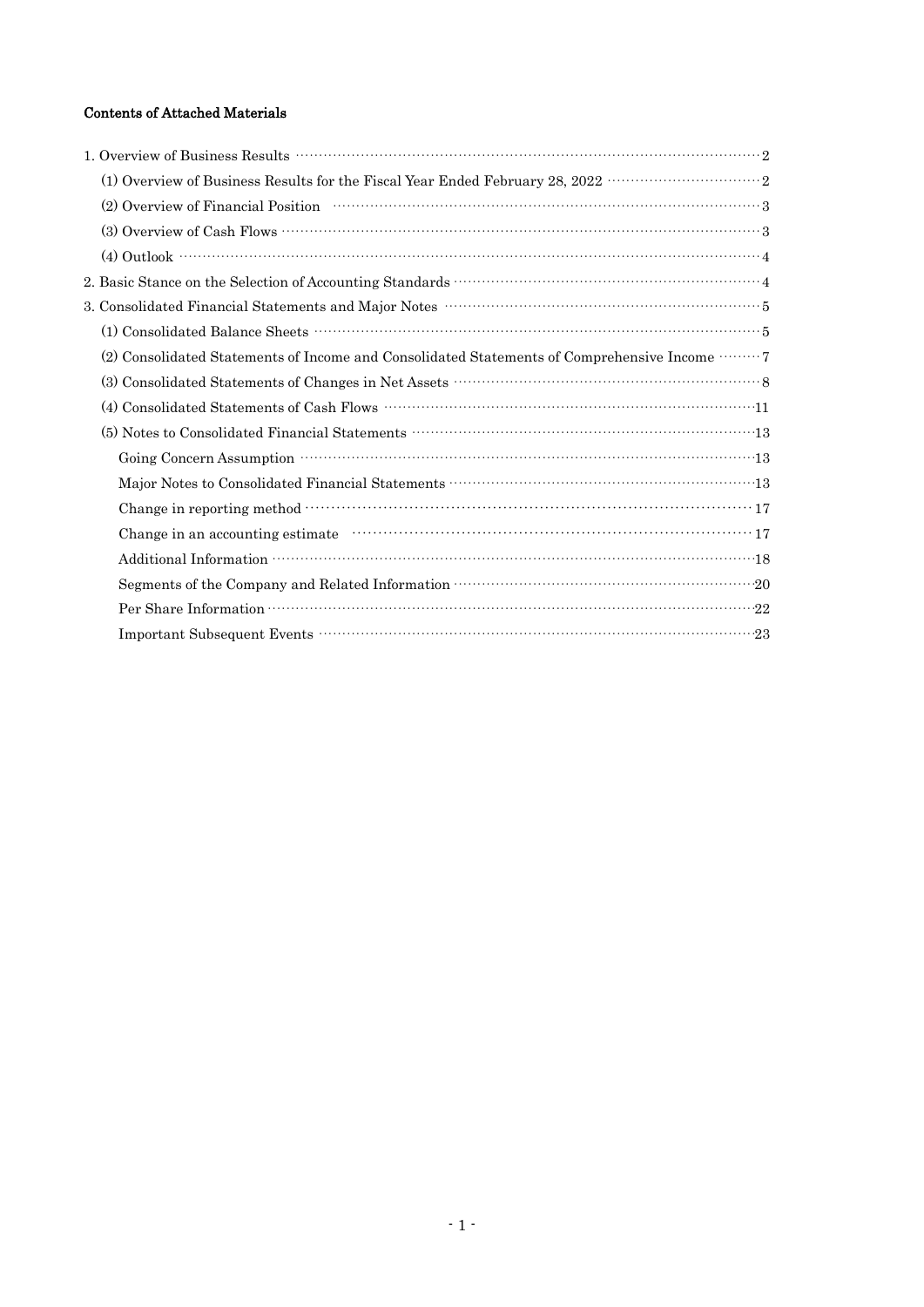**Contents of Attached Materials**

1. Overview of Business Results ........ 2
    - (1) Overview of Business Results for the Fiscal Year Ended February 28, 2022 ........ 2
    - (2) Overview of Financial Position ........ 3
    - (3) Overview of Cash Flows ........ 3
    - (4) Outlook ........ 4
2. Basic Stance on the Selection of Accounting Standards ........ 4
3. Consolidated Financial Statements and Major Notes ........ 5
    - (1) Consolidated Balance Sheets ........ 5
    - (2) Consolidated Statements of Income and Consolidated Statements of Comprehensive Income ........ 7
    - (3) Consolidated Statements of Changes in Net Assets ........ 8
    - (4) Consolidated Statements of Cash Flows ........ 11
    - (5) Notes to Consolidated Financial Statements ........ 13
        - Going Concern Assumption ........ 13
        - Major Notes to Consolidated Financial Statements ........ 13
        - Change in reporting method ........ 17
        - Change in an accounting estimate ........ 17
        - Additional Information ........ 18
        - Segments of the Company and Related Information ........ 20
        - Per Share Information ........ 22
        - Important Subsequent Events ........ 23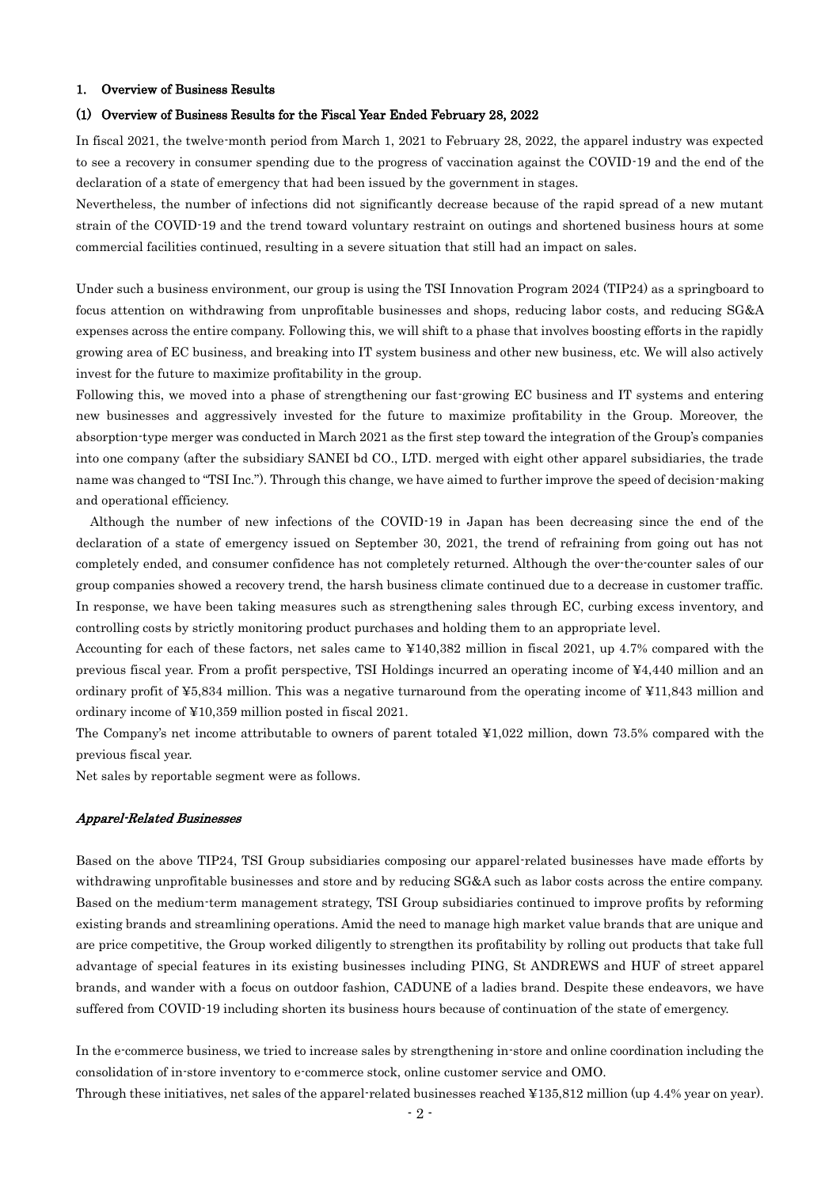## 1. Overview of Business Results

### (1) Overview of Business Results for the Fiscal Year Ended February 28, 2022

In fiscal 2021, the twelve-month period from March 1, 2021 to February 28, 2022, the apparel industry was expected to see a recovery in consumer spending due to the progress of vaccination against the COVID-19 and the end of the declaration of a state of emergency that had been issued by the government in stages.

Nevertheless, the number of infections did not significantly decrease because of the rapid spread of a new mutant strain of the COVID-19 and the trend toward voluntary restraint on outings and shortened business hours at some commercial facilities continued, resulting in a severe situation that still had an impact on sales.

Under such a business environment, our group is using the TSI Innovation Program 2024 (TIP24) as a springboard to focus attention on withdrawing from unprofitable businesses and shops, reducing labor costs, and reducing SG&A expenses across the entire company. Following this, we will shift to a phase that involves boosting efforts in the rapidly growing area of EC business, and breaking into IT system business and other new business, etc. We will also actively invest for the future to maximize profitability in the group.

Following this, we moved into a phase of strengthening our fast-growing EC business and IT systems and entering new businesses and aggressively invested for the future to maximize profitability in the Group. Moreover, the absorption-type merger was conducted in March 2021 as the first step toward the integration of the Group's companies into one company (after the subsidiary SANEI bd CO., LTD. merged with eight other apparel subsidiaries, the trade name was changed to "TSI Inc."). Through this change, we have aimed to further improve the speed of decision-making and operational efficiency.

Although the number of new infections of the COVID-19 in Japan has been decreasing since the end of the declaration of a state of emergency issued on September 30, 2021, the trend of refraining from going out has not completely ended, and consumer confidence has not completely returned. Although the over-the-counter sales of our group companies showed a recovery trend, the harsh business climate continued due to a decrease in customer traffic. In response, we have been taking measures such as strengthening sales through EC, curbing excess inventory, and controlling costs by strictly monitoring product purchases and holding them to an appropriate level.

Accounting for each of these factors, net sales came to ¥140,382 million in fiscal 2021, up 4.7% compared with the previous fiscal year. From a profit perspective, TSI Holdings incurred an operating income of ¥4,440 million and an ordinary profit of ¥5,834 million. This was a negative turnaround from the operating income of ¥11,843 million and ordinary income of ¥10,359 million posted in fiscal 2021.

The Company's net income attributable to owners of parent totaled ¥1,022 million, down 73.5% compared with the previous fiscal year.

Net sales by reportable segment were as follows.

*Apparel-Related Businesses*

Based on the above TIP24, TSI Group subsidiaries composing our apparel-related businesses have made efforts by withdrawing unprofitable businesses and store and by reducing SG&A such as labor costs across the entire company. Based on the medium-term management strategy, TSI Group subsidiaries continued to improve profits by reforming existing brands and streamlining operations. Amid the need to manage high market value brands that are unique and are price competitive, the Group worked diligently to strengthen its profitability by rolling out products that take full advantage of special features in its existing businesses including PING, St ANDREWS and HUF of street apparel brands, and wander with a focus on outdoor fashion, CADUNE of a ladies brand. Despite these endeavors, we have suffered from COVID-19 including shorten its business hours because of continuation of the state of emergency.

In the e-commerce business, we tried to increase sales by strengthening in-store and online coordination including the consolidation of in-store inventory to e-commerce stock, online customer service and OMO.

Through these initiatives, net sales of the apparel-related businesses reached ¥135,812 million (up 4.4% year on year).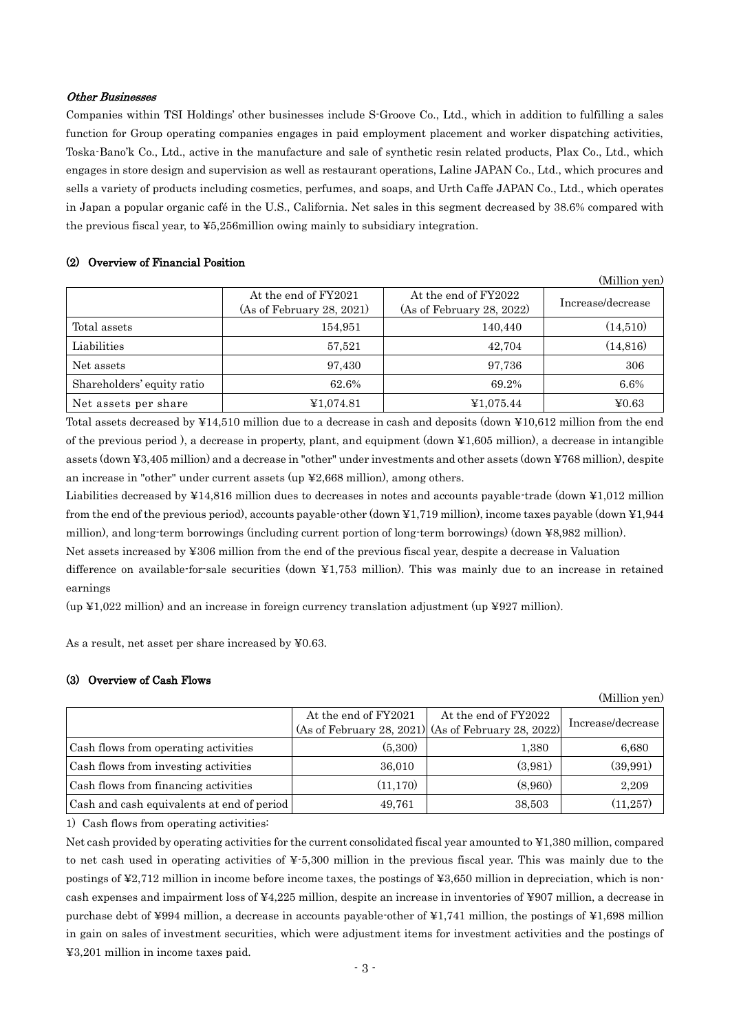### *Other Businesses*

Companies within TSI Holdings' other businesses include S-Groove Co., Ltd., which in addition to fulfilling a sales function for Group operating companies engages in paid employment placement and worker dispatching activities, Toska-Bano'k Co., Ltd., active in the manufacture and sale of synthetic resin related products, Plax Co., Ltd., which engages in store design and supervision as well as restaurant operations, Laline JAPAN Co., Ltd., which procures and sells a variety of products including cosmetics, perfumes, and soaps, and Urth Caffe JAPAN Co., Ltd., which operates in Japan a popular organic café in the U.S., California. Net sales in this segment decreased by 38.6% compared with the previous fiscal year, to ¥5,256million owing mainly to subsidiary integration.

### (2) Overview of Financial Position

(Million yen)

| | At the end of FY2021 (As of February 28, 2021) | At the end of FY2022 (As of February 28, 2022) | Increase/decrease |
|---|---|---|---|
| Total assets | 154,951 | 140,440 | (14,510) |
| Liabilities | 57,521 | 42,704 | (14,816) |
| Net assets | 97,430 | 97,736 | 306 |
| Shareholders' equity ratio | 62.6% | 69.2% | 6.6% |
| Net assets per share | ¥1,074.81 | ¥1,075.44 | ¥0.63 |

Total assets decreased by ¥14,510 million due to a decrease in cash and deposits (down ¥10,612 million from the end of the previous period ), a decrease in property, plant, and equipment (down ¥1,605 million), a decrease in intangible assets (down ¥3,405 million) and a decrease in "other" under investments and other assets (down ¥768 million), despite an increase in "other" under current assets (up ¥2,668 million), among others.

Liabilities decreased by ¥14,816 million dues to decreases in notes and accounts payable-trade (down ¥1,012 million from the end of the previous period), accounts payable-other (down ¥1,719 million), income taxes payable (down ¥1,944 million), and long-term borrowings (including current portion of long-term borrowings) (down ¥8,982 million).

Net assets increased by ¥306 million from the end of the previous fiscal year, despite a decrease in Valuation difference on available-for-sale securities (down ¥1,753 million). This was mainly due to an increase in retained earnings

(up ¥1,022 million) and an increase in foreign currency translation adjustment (up ¥927 million).

As a result, net asset per share increased by ¥0.63.

### (3) Overview of Cash Flows

(Million yen)

| | At the end of FY2021 (As of February 28, 2021) | At the end of FY2022 (As of February 28, 2022) | Increase/decrease |
|---|---|---|---|
| Cash flows from operating activities | (5,300) | 1,380 | 6,680 |
| Cash flows from investing activities | 36,010 | (3,981) | (39,991) |
| Cash flows from financing activities | (11,170) | (8,960) | 2,209 |
| Cash and cash equivalents at end of period | 49,761 | 38,503 | (11,257) |

1) Cash flows from operating activities:

Net cash provided by operating activities for the current consolidated fiscal year amounted to ¥1,380 million, compared to net cash used in operating activities of ¥-5,300 million in the previous fiscal year. This was mainly due to the postings of ¥2,712 million in income before income taxes, the postings of ¥3,650 million in depreciation, which is non-cash expenses and impairment loss of ¥4,225 million, despite an increase in inventories of ¥907 million, a decrease in purchase debt of ¥994 million, a decrease in accounts payable-other of ¥1,741 million, the postings of ¥1,698 million in gain on sales of investment securities, which were adjustment items for investment activities and the postings of ¥3,201 million in income taxes paid.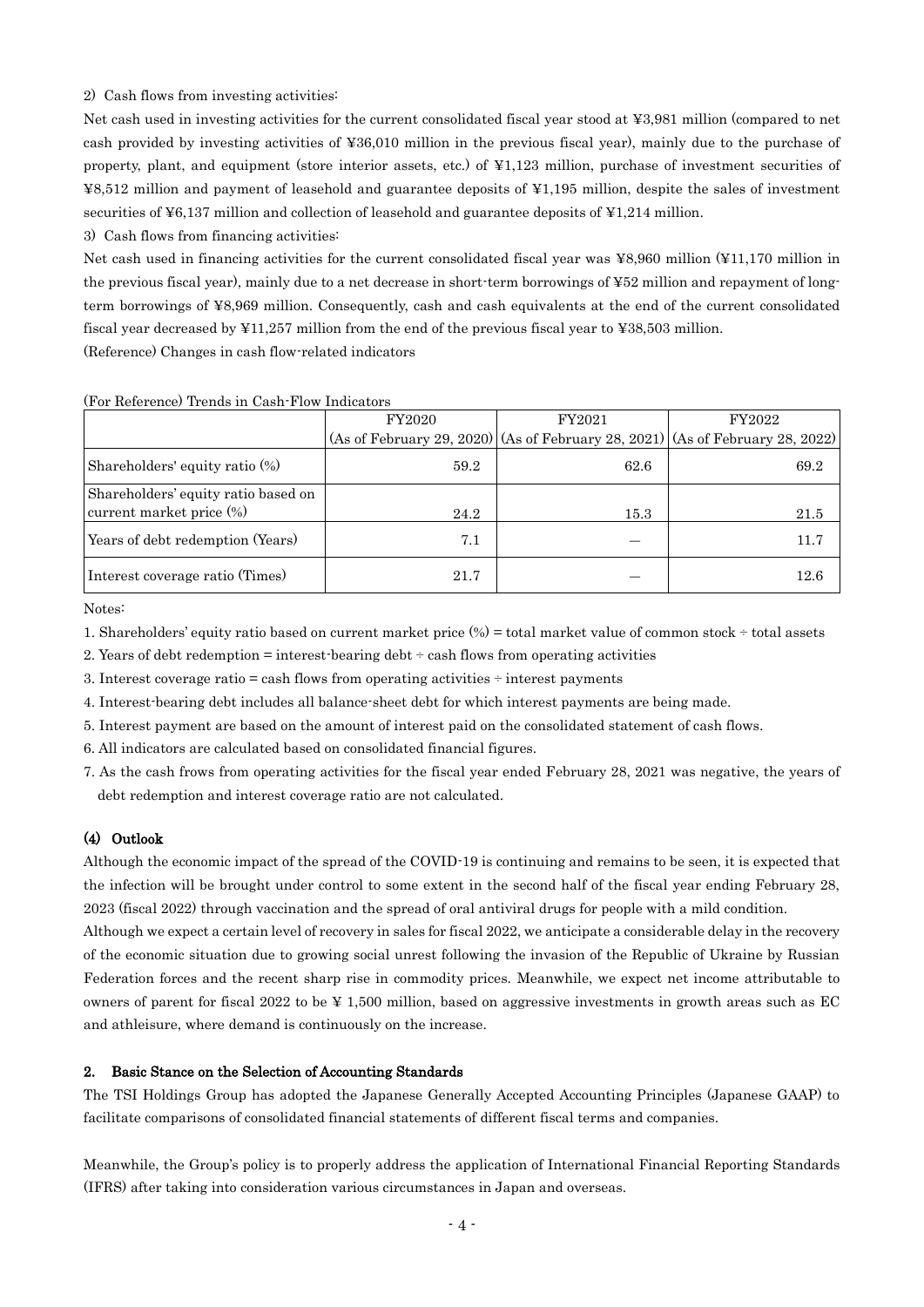2) Cash flows from investing activities:

Net cash used in investing activities for the current consolidated fiscal year stood at ¥3,981 million (compared to net cash provided by investing activities of ¥36,010 million in the previous fiscal year), mainly due to the purchase of property, plant, and equipment (store interior assets, etc.) of ¥1,123 million, purchase of investment securities of ¥8,512 million and payment of leasehold and guarantee deposits of ¥1,195 million, despite the sales of investment securities of ¥6,137 million and collection of leasehold and guarantee deposits of ¥1,214 million.

3) Cash flows from financing activities:

Net cash used in financing activities for the current consolidated fiscal year was ¥8,960 million (¥11,170 million in the previous fiscal year), mainly due to a net decrease in short-term borrowings of ¥52 million and repayment of long-term borrowings of ¥8,969 million. Consequently, cash and cash equivalents at the end of the current consolidated fiscal year decreased by ¥11,257 million from the end of the previous fiscal year to ¥38,503 million.

(Reference) Changes in cash flow-related indicators

(For Reference) Trends in Cash-Flow Indicators

| | FY2020 (As of February 29, 2020) | FY2021 (As of February 28, 2021) | FY2022 (As of February 28, 2022) |
|---|---|---|---|
| Shareholders' equity ratio (%) | 59.2 | 62.6 | 69.2 |
| Shareholders' equity ratio based on current market price (%) | 24.2 | 15.3 | 21.5 |
| Years of debt redemption (Years) | 7.1 | — | 11.7 |
| Interest coverage ratio (Times) | 21.7 | — | 12.6 |

Notes:

1. Shareholders' equity ratio based on current market price (%) = total market value of common stock ÷ total assets
2. Years of debt redemption = interest-bearing debt ÷ cash flows from operating activities
3. Interest coverage ratio = cash flows from operating activities ÷ interest payments
4. Interest-bearing debt includes all balance-sheet debt for which interest payments are being made.
5. Interest payment are based on the amount of interest paid on the consolidated statement of cash flows.
6. All indicators are calculated based on consolidated financial figures.
7. As the cash frows from operating activities for the fiscal year ended February 28, 2021 was negative, the years of debt redemption and interest coverage ratio are not calculated.

### (4) Outlook

Although the economic impact of the spread of the COVID-19 is continuing and remains to be seen, it is expected that the infection will be brought under control to some extent in the second half of the fiscal year ending February 28, 2023 (fiscal 2022) through vaccination and the spread of oral antiviral drugs for people with a mild condition.

Although we expect a certain level of recovery in sales for fiscal 2022, we anticipate a considerable delay in the recovery of the economic situation due to growing social unrest following the invasion of the Republic of Ukraine by Russian Federation forces and the recent sharp rise in commodity prices. Meanwhile, we expect net income attributable to owners of parent for fiscal 2022 to be ¥ 1,500 million, based on aggressive investments in growth areas such as EC and athleisure, where demand is continuously on the increase.

## 2. Basic Stance on the Selection of Accounting Standards

The TSI Holdings Group has adopted the Japanese Generally Accepted Accounting Principles (Japanese GAAP) to facilitate comparisons of consolidated financial statements of different fiscal terms and companies.

Meanwhile, the Group's policy is to properly address the application of International Financial Reporting Standards (IFRS) after taking into consideration various circumstances in Japan and overseas.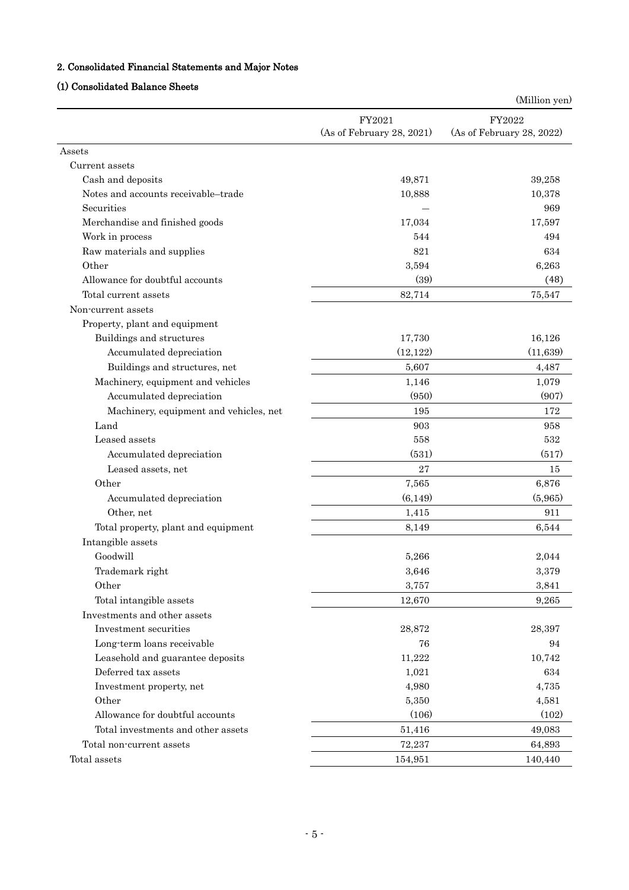## 2. Consolidated Financial Statements and Major Notes

### (1) Consolidated Balance Sheets

(Million yen)

| | FY2021 (As of February 28, 2021) | FY2022 (As of February 28, 2022) |
|---|---|---|
| Assets | | |
| Current assets | | |
| Cash and deposits | 49,871 | 39,258 |
| Notes and accounts receivable–trade | 10,888 | 10,378 |
| Securities | — | 969 |
| Merchandise and finished goods | 17,034 | 17,597 |
| Work in process | 544 | 494 |
| Raw materials and supplies | 821 | 634 |
| Other | 3,594 | 6,263 |
| Allowance for doubtful accounts | (39) | (48) |
| Total current assets | 82,714 | 75,547 |
| Non-current assets | | |
| Property, plant and equipment | | |
| Buildings and structures | 17,730 | 16,126 |
| Accumulated depreciation | (12,122) | (11,639) |
| Buildings and structures, net | 5,607 | 4,487 |
| Machinery, equipment and vehicles | 1,146 | 1,079 |
| Accumulated depreciation | (950) | (907) |
| Machinery, equipment and vehicles, net | 195 | 172 |
| Land | 903 | 958 |
| Leased assets | 558 | 532 |
| Accumulated depreciation | (531) | (517) |
| Leased assets, net | 27 | 15 |
| Other | 7,565 | 6,876 |
| Accumulated depreciation | (6,149) | (5,965) |
| Other, net | 1,415 | 911 |
| Total property, plant and equipment | 8,149 | 6,544 |
| Intangible assets | | |
| Goodwill | 5,266 | 2,044 |
| Trademark right | 3,646 | 3,379 |
| Other | 3,757 | 3,841 |
| Total intangible assets | 12,670 | 9,265 |
| Investments and other assets | | |
| Investment securities | 28,872 | 28,397 |
| Long-term loans receivable | 76 | 94 |
| Leasehold and guarantee deposits | 11,222 | 10,742 |
| Deferred tax assets | 1,021 | 634 |
| Investment property, net | 4,980 | 4,735 |
| Other | 5,350 | 4,581 |
| Allowance for doubtful accounts | (106) | (102) |
| Total investments and other assets | 51,416 | 49,083 |
| Total non-current assets | 72,237 | 64,893 |
| Total assets | 154,951 | 140,440 |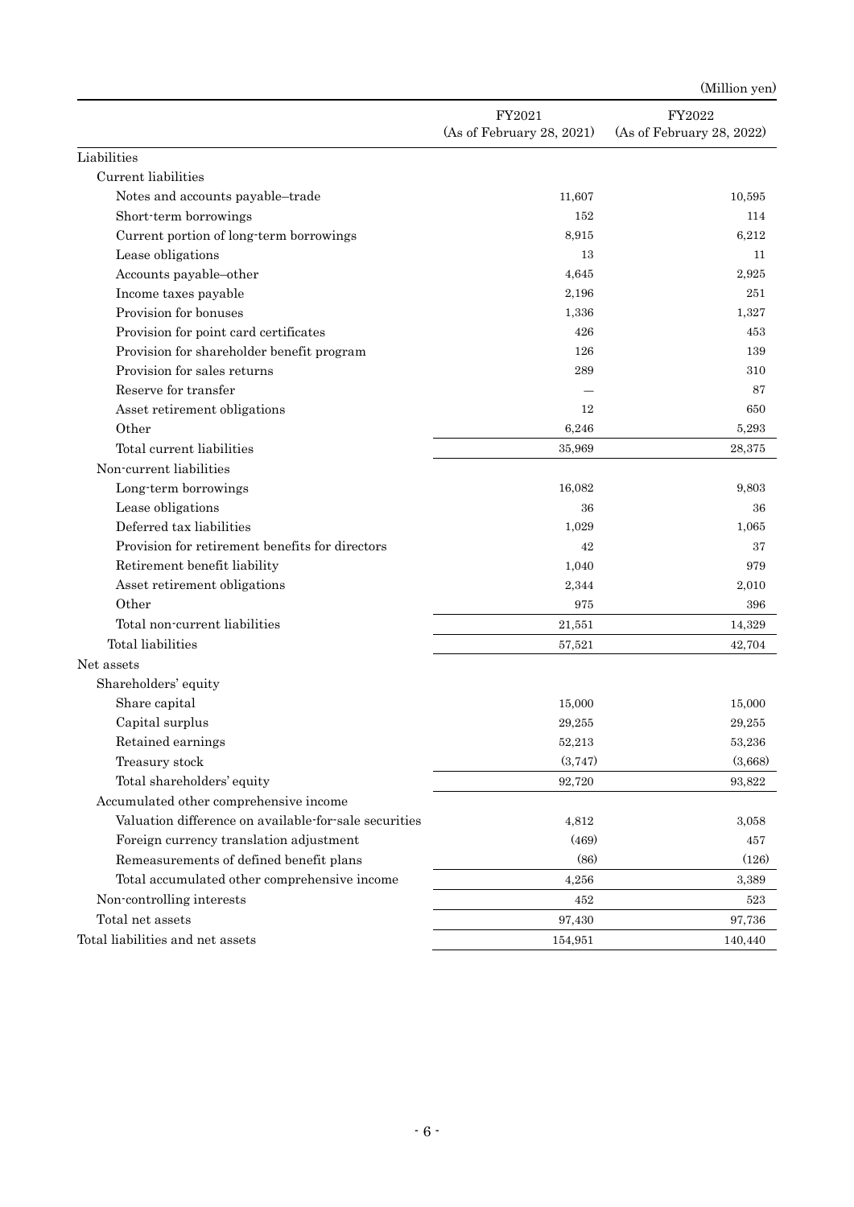(Million yen)

| | FY2021 (As of February 28, 2021) | FY2022 (As of February 28, 2022) |
|---|---|---|
| Liabilities | | |
| Current liabilities | | |
| Notes and accounts payable–trade | 11,607 | 10,595 |
| Short-term borrowings | 152 | 114 |
| Current portion of long-term borrowings | 8,915 | 6,212 |
| Lease obligations | 13 | 11 |
| Accounts payable–other | 4,645 | 2,925 |
| Income taxes payable | 2,196 | 251 |
| Provision for bonuses | 1,336 | 1,327 |
| Provision for point card certificates | 426 | 453 |
| Provision for shareholder benefit program | 126 | 139 |
| Provision for sales returns | 289 | 310 |
| Reserve for transfer | — | 87 |
| Asset retirement obligations | 12 | 650 |
| Other | 6,246 | 5,293 |
| Total current liabilities | 35,969 | 28,375 |
| Non-current liabilities | | |
| Long-term borrowings | 16,082 | 9,803 |
| Lease obligations | 36 | 36 |
| Deferred tax liabilities | 1,029 | 1,065 |
| Provision for retirement benefits for directors | 42 | 37 |
| Retirement benefit liability | 1,040 | 979 |
| Asset retirement obligations | 2,344 | 2,010 |
| Other | 975 | 396 |
| Total non-current liabilities | 21,551 | 14,329 |
| Total liabilities | 57,521 | 42,704 |
| Net assets | | |
| Shareholders' equity | | |
| Share capital | 15,000 | 15,000 |
| Capital surplus | 29,255 | 29,255 |
| Retained earnings | 52,213 | 53,236 |
| Treasury stock | (3,747) | (3,668) |
| Total shareholders' equity | 92,720 | 93,822 |
| Accumulated other comprehensive income | | |
| Valuation difference on available-for-sale securities | 4,812 | 3,058 |
| Foreign currency translation adjustment | (469) | 457 |
| Remeasurements of defined benefit plans | (86) | (126) |
| Total accumulated other comprehensive income | 4,256 | 3,389 |
| Non-controlling interests | 452 | 523 |
| Total net assets | 97,430 | 97,736 |
| Total liabilities and net assets | 154,951 | 140,440 |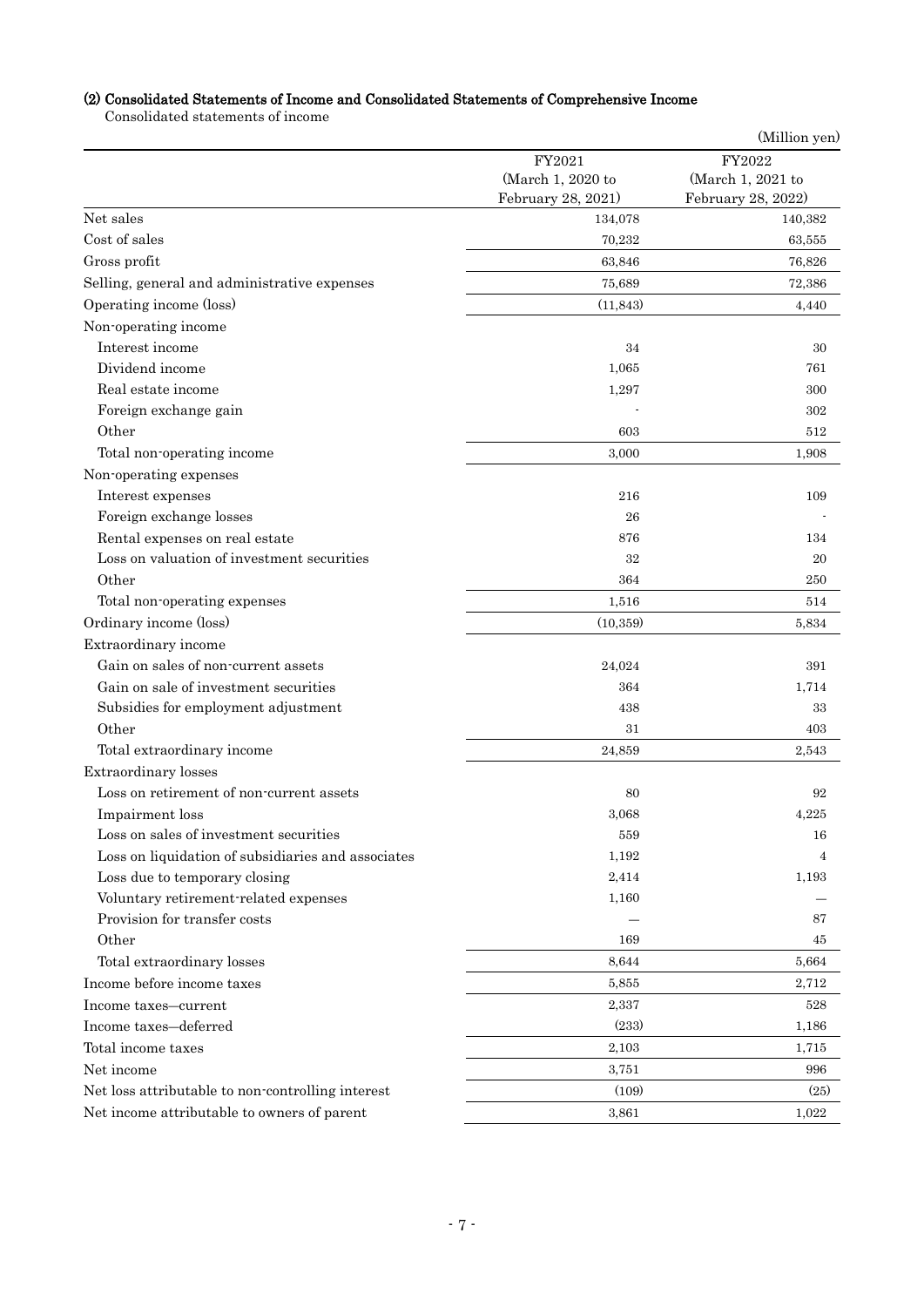### (2) Consolidated Statements of Income and Consolidated Statements of Comprehensive Income

Consolidated statements of income

(Million yen)

| | FY2021 (March 1, 2020 to February 28, 2021) | FY2022 (March 1, 2021 to February 28, 2022) |
|---|---|---|
| Net sales | 134,078 | 140,382 |
| Cost of sales | 70,232 | 63,555 |
| Gross profit | 63,846 | 76,826 |
| Selling, general and administrative expenses | 75,689 | 72,386 |
| Operating income (loss) | (11,843) | 4,440 |
| Non-operating income | | |
| Interest income | 34 | 30 |
| Dividend income | 1,065 | 761 |
| Real estate income | 1,297 | 300 |
| Foreign exchange gain | - | 302 |
| Other | 603 | 512 |
| Total non-operating income | 3,000 | 1,908 |
| Non-operating expenses | | |
| Interest expenses | 216 | 109 |
| Foreign exchange losses | 26 | - |
| Rental expenses on real estate | 876 | 134 |
| Loss on valuation of investment securities | 32 | 20 |
| Other | 364 | 250 |
| Total non-operating expenses | 1,516 | 514 |
| Ordinary income (loss) | (10,359) | 5,834 |
| Extraordinary income | | |
| Gain on sales of non-current assets | 24,024 | 391 |
| Gain on sale of investment securities | 364 | 1,714 |
| Subsidies for employment adjustment | 438 | 33 |
| Other | 31 | 403 |
| Total extraordinary income | 24,859 | 2,543 |
| Extraordinary losses | | |
| Loss on retirement of non-current assets | 80 | 92 |
| Impairment loss | 3,068 | 4,225 |
| Loss on sales of investment securities | 559 | 16 |
| Loss on liquidation of subsidiaries and associates | 1,192 | 4 |
| Loss due to temporary closing | 2,414 | 1,193 |
| Voluntary retirement-related expenses | 1,160 | — |
| Provision for transfer costs | — | 87 |
| Other | 169 | 45 |
| Total extraordinary losses | 8,644 | 5,664 |
| Income before income taxes | 5,855 | 2,712 |
| Income taxes–current | 2,337 | 528 |
| Income taxes–deferred | (233) | 1,186 |
| Total income taxes | 2,103 | 1,715 |
| Net income | 3,751 | 996 |
| Net loss attributable to non-controlling interest | (109) | (25) |
| Net income attributable to owners of parent | 3,861 | 1,022 |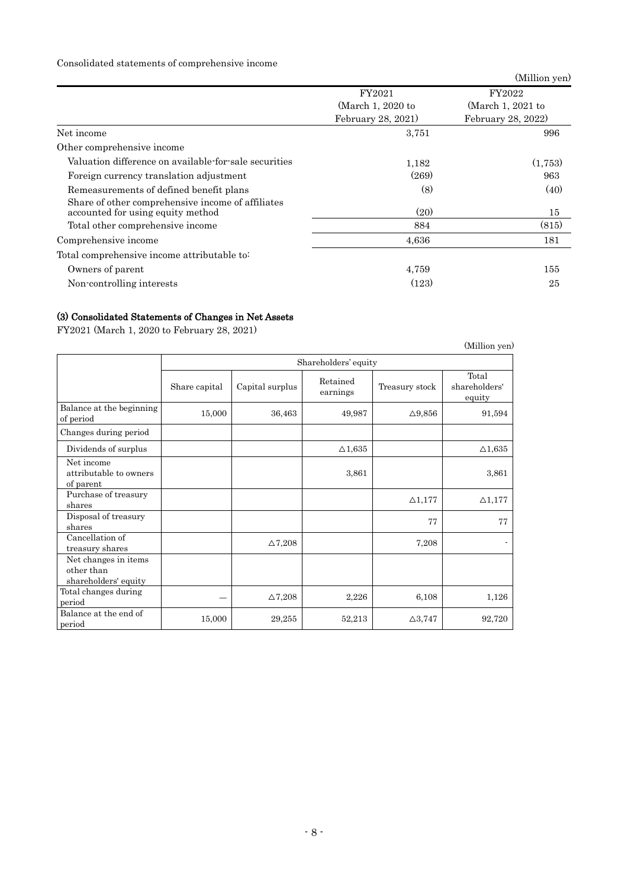Consolidated statements of comprehensive income

(Million yen)

| | FY2021 (March 1, 2020 to February 28, 2021) | FY2022 (March 1, 2021 to February 28, 2022) |
|---|---|---|
| Net income | 3,751 | 996 |
| Other comprehensive income | | |
| Valuation difference on available-for-sale securities | 1,182 | (1,753) |
| Foreign currency translation adjustment | (269) | 963 |
| Remeasurements of defined benefit plans | (8) | (40) |
| Share of other comprehensive income of affiliates accounted for using equity method | (20) | 15 |
| Total other comprehensive income | 884 | (815) |
| Comprehensive income | 4,636 | 181 |
| Total comprehensive income attributable to: | | |
| Owners of parent | 4,759 | 155 |
| Non-controlling interests | (123) | 25 |

### (3) Consolidated Statements of Changes in Net Assets

FY2021 (March 1, 2020 to February 28, 2021)

(Million yen)

| | Shareholders' equity | | | | |
|---|---|---|---|---|---|
| | Share capital | Capital surplus | Retained earnings | Treasury stock | Total shareholders' equity |
| Balance at the beginning of period | 15,000 | 36,463 | 49,987 | △9,856 | 91,594 |
| Changes during period | | | | | |
| Dividends of surplus | | | △1,635 | | △1,635 |
| Net income attributable to owners of parent | | | 3,861 | | 3,861 |
| Purchase of treasury shares | | | | △1,177 | △1,177 |
| Disposal of treasury shares | | | | 77 | 77 |
| Cancellation of treasury shares | | △7,208 | | 7,208 | - |
| Net changes in items other than shareholders' equity | | | | | |
| Total changes during period | — | △7,208 | 2,226 | 6,108 | 1,126 |
| Balance at the end of period | 15,000 | 29,255 | 52,213 | △3,747 | 92,720 |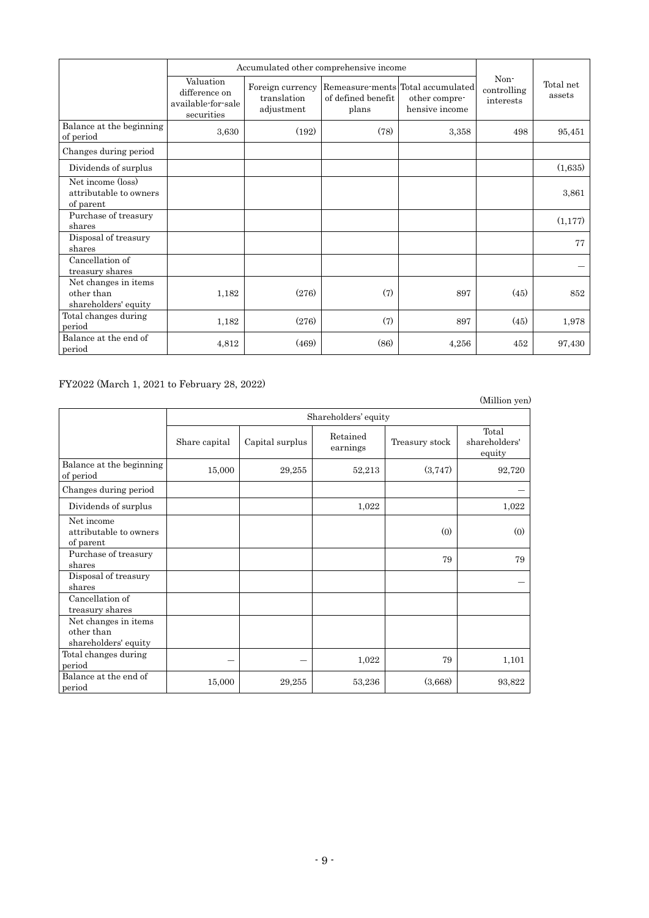| | Accumulated other comprehensive income | | | | Non-controlling interests | Total net assets |
|---|---|---|---|---|---|---|
| | Valuation difference on available-for-sale securities | Foreign currency translation adjustment | Remeasure-ments of defined benefit plans | Total accumulated other compre-hensive income | | |
| Balance at the beginning of period | 3,630 | (192) | (78) | 3,358 | 498 | 95,451 |
| Changes during period | | | | | | |
| Dividends of surplus | | | | | | (1,635) |
| Net income (loss) attributable to owners of parent | | | | | | 3,861 |
| Purchase of treasury shares | | | | | | (1,177) |
| Disposal of treasury shares | | | | | | 77 |
| Cancellation of treasury shares | | | | | | ― |
| Net changes in items other than shareholders' equity | 1,182 | (276) | (7) | 897 | (45) | 852 |
| Total changes during period | 1,182 | (276) | (7) | 897 | (45) | 1,978 |
| Balance at the end of period | 4,812 | (469) | (86) | 4,256 | 452 | 97,430 |

FY2022 (March 1, 2021 to February 28, 2022)

(Million yen)

| | Shareholders' equity | | | | |
|---|---|---|---|---|---|
| | Share capital | Capital surplus | Retained earnings | Treasury stock | Total shareholders' equity |
| Balance at the beginning of period | 15,000 | 29,255 | 52,213 | (3,747) | 92,720 |
| Changes during period | | | | | ― |
| Dividends of surplus | | | 1,022 | | 1,022 |
| Net income attributable to owners of parent | | | | (0) | (0) |
| Purchase of treasury shares | | | | 79 | 79 |
| Disposal of treasury shares | | | | | ― |
| Cancellation of treasury shares | | | | | |
| Net changes in items other than shareholders' equity | | | | | |
| Total changes during period | ― | ― | 1,022 | 79 | 1,101 |
| Balance at the end of period | 15,000 | 29,255 | 53,236 | (3,668) | 93,822 |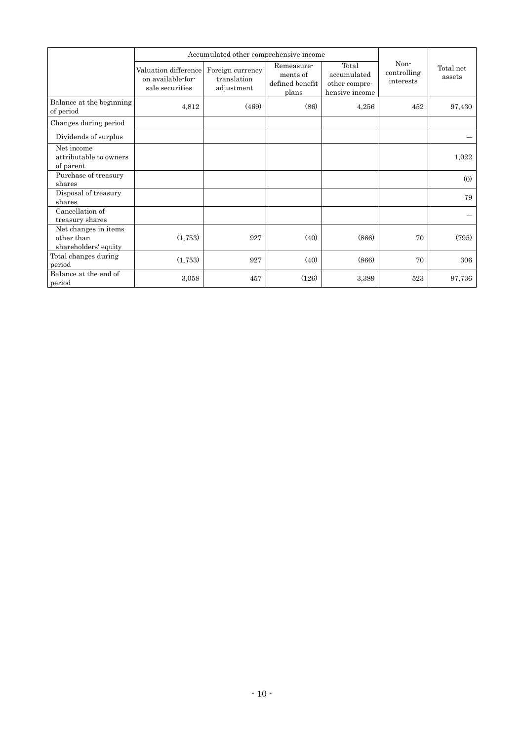| | Accumulated other comprehensive income | | | | Non-controlling interests | Total net assets |
|---|---|---|---|---|---|---|
| | Valuation difference on available-for-sale securities | Foreign currency translation adjustment | Remeasurements of defined benefit plans | Total accumulated other comprehensive income | | |
| Balance at the beginning of period | 4,812 | (469) | (86) | 4,256 | 452 | 97,430 |
| Changes during period | | | | | | |
| Dividends of surplus | | | | | | — |
| Net income attributable to owners of parent | | | | | | 1,022 |
| Purchase of treasury shares | | | | | | (0) |
| Disposal of treasury shares | | | | | | 79 |
| Cancellation of treasury shares | | | | | | — |
| Net changes in items other than shareholders' equity | (1,753) | 927 | (40) | (866) | 70 | (795) |
| Total changes during period | (1,753) | 927 | (40) | (866) | 70 | 306 |
| Balance at the end of period | 3,058 | 457 | (126) | 3,389 | 523 | 97,736 |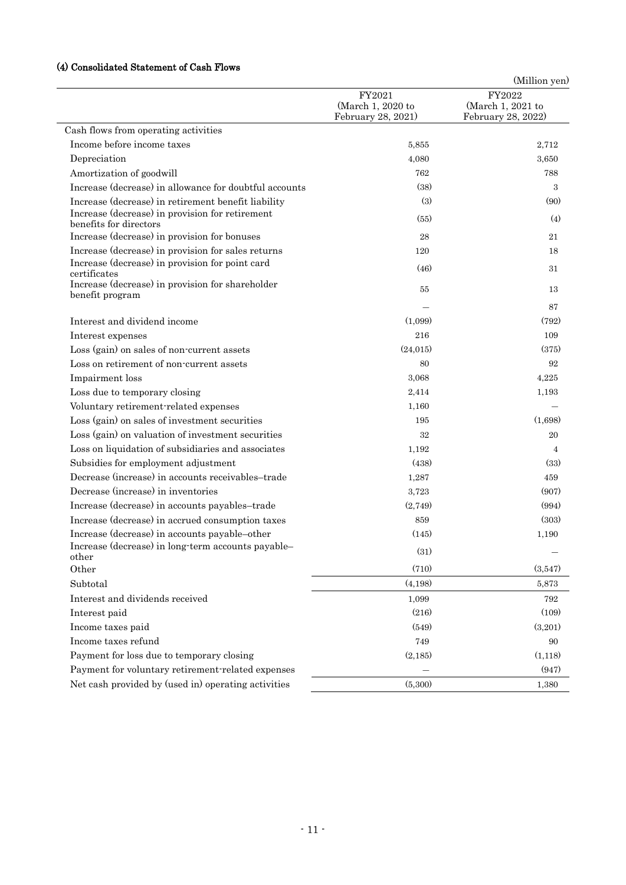### (4) Consolidated Statement of Cash Flows

(Million yen)

| | FY2021 (March 1, 2020 to February 28, 2021) | FY2022 (March 1, 2021 to February 28, 2022) |
|---|---|---|
| Cash flows from operating activities | | |
| Income before income taxes | 5,855 | 2,712 |
| Depreciation | 4,080 | 3,650 |
| Amortization of goodwill | 762 | 788 |
| Increase (decrease) in allowance for doubtful accounts | (38) | 3 |
| Increase (decrease) in retirement benefit liability | (3) | (90) |
| Increase (decrease) in provision for retirement benefits for directors | (55) | (4) |
| Increase (decrease) in provision for bonuses | 28 | 21 |
| Increase (decrease) in provision for sales returns | 120 | 18 |
| Increase (decrease) in provision for point card certificates | (46) | 31 |
| Increase (decrease) in provision for shareholder benefit program | 55 | 13 |
| | — | 87 |
| Interest and dividend income | (1,099) | (792) |
| Interest expenses | 216 | 109 |
| Loss (gain) on sales of non-current assets | (24,015) | (375) |
| Loss on retirement of non-current assets | 80 | 92 |
| Impairment loss | 3,068 | 4,225 |
| Loss due to temporary closing | 2,414 | 1,193 |
| Voluntary retirement-related expenses | 1,160 | — |
| Loss (gain) on sales of investment securities | 195 | (1,698) |
| Loss (gain) on valuation of investment securities | 32 | 20 |
| Loss on liquidation of subsidiaries and associates | 1,192 | 4 |
| Subsidies for employment adjustment | (438) | (33) |
| Decrease (increase) in accounts receivables–trade | 1,287 | 459 |
| Decrease (increase) in inventories | 3,723 | (907) |
| Increase (decrease) in accounts payables–trade | (2,749) | (994) |
| Increase (decrease) in accrued consumption taxes | 859 | (303) |
| Increase (decrease) in accounts payable–other | (145) | 1,190 |
| Increase (decrease) in long-term accounts payable–other | (31) | — |
| Other | (710) | (3,547) |
| Subtotal | (4,198) | 5,873 |
| Interest and dividends received | 1,099 | 792 |
| Interest paid | (216) | (109) |
| Income taxes paid | (549) | (3,201) |
| Income taxes refund | 749 | 90 |
| Payment for loss due to temporary closing | (2,185) | (1,118) |
| Payment for voluntary retirement-related expenses | — | (947) |
| Net cash provided by (used in) operating activities | (5,300) | 1,380 |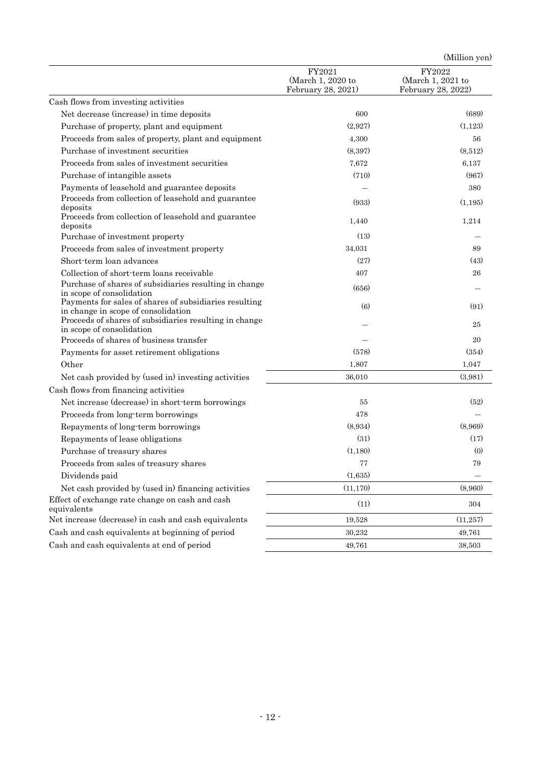(Million yen)

| | FY2021 (March 1, 2020 to February 28, 2021) | FY2022 (March 1, 2021 to February 28, 2022) |
|---|---|---|
| Cash flows from investing activities | | |
| Net decrease (increase) in time deposits | 600 | (689) |
| Purchase of property, plant and equipment | (2,927) | (1,123) |
| Proceeds from sales of property, plant and equipment | 4,300 | 56 |
| Purchase of investment securities | (8,397) | (8,512) |
| Proceeds from sales of investment securities | 7,672 | 6,137 |
| Purchase of intangible assets | (710) | (967) |
| Payments of leasehold and guarantee deposits | — | 380 |
| Proceeds from collection of leasehold and guarantee deposits | (933) | (1,195) |
| Proceeds from collection of leasehold and guarantee deposits | 1,440 | 1,214 |
| Purchase of investment property | (13) | — |
| Proceeds from sales of investment property | 34,031 | 89 |
| Short-term loan advances | (27) | (43) |
| Collection of short-term loans receivable | 407 | 26 |
| Purchase of shares of subsidiaries resulting in change in scope of consolidation | (656) | — |
| Payments for sales of shares of subsidiaries resulting in change in scope of consolidation | (6) | (91) |
| Proceeds of shares of subsidiaries resulting in change in scope of consolidation | — | 25 |
| Proceeds of shares of business transfer | — | 20 |
| Payments for asset retirement obligations | (578) | (354) |
| Other | 1,807 | 1,047 |
| Net cash provided by (used in) investing activities | 36,010 | (3,981) |
| Cash flows from financing activities | | |
| Net increase (decrease) in short-term borrowings | 55 | (52) |
| Proceeds from long-term borrowings | 478 | — |
| Repayments of long-term borrowings | (8,934) | (8,969) |
| Repayments of lease obligations | (31) | (17) |
| Purchase of treasury shares | (1,180) | (0) |
| Proceeds from sales of treasury shares | 77 | 79 |
| Dividends paid | (1,635) | — |
| Net cash provided by (used in) financing activities | (11,170) | (8,960) |
| Effect of exchange rate change on cash and cash equivalents | (11) | 304 |
| Net increase (decrease) in cash and cash equivalents | 19,528 | (11,257) |
| Cash and cash equivalents at beginning of period | 30,232 | 49,761 |
| Cash and cash equivalents at end of period | 49,761 | 38,503 |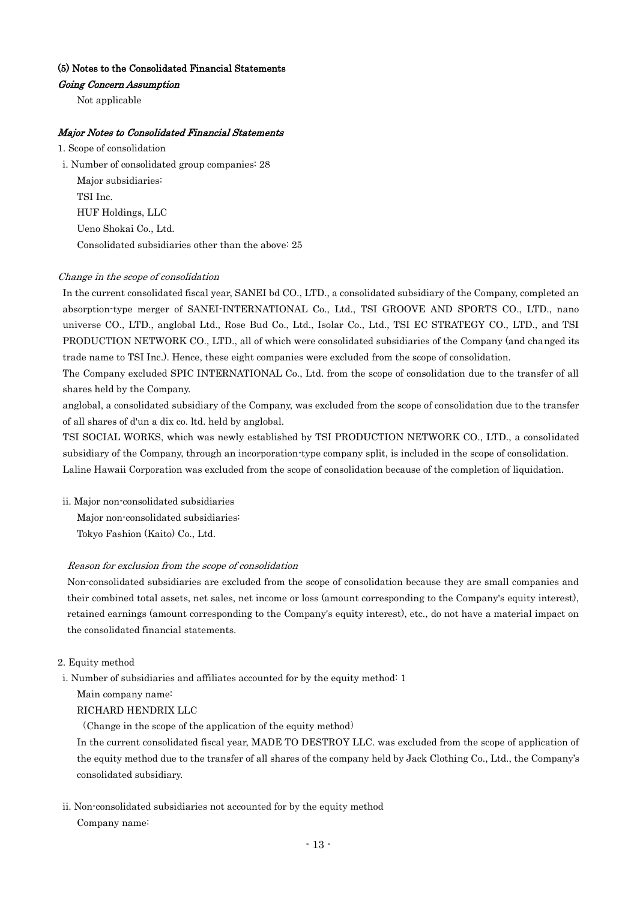### (5) Notes to the Consolidated Financial Statements

*Going Concern Assumption*

Not applicable

*Major Notes to Consolidated Financial Statements*

1. Scope of consolidation

i. Number of consolidated group companies: 28

Major subsidiaries:
TSI Inc.
HUF Holdings, LLC
Ueno Shokai Co., Ltd.
Consolidated subsidiaries other than the above: 25

*Change in the scope of consolidation*

In the current consolidated fiscal year, SANEI bd CO., LTD., a consolidated subsidiary of the Company, completed an absorption-type merger of SANEI-INTERNATIONAL Co., Ltd., TSI GROOVE AND SPORTS CO., LTD., nano universe CO., LTD., anglobal Ltd., Rose Bud Co., Ltd., Isolar Co., Ltd., TSI EC STRATEGY CO., LTD., and TSI PRODUCTION NETWORK CO., LTD., all of which were consolidated subsidiaries of the Company (and changed its trade name to TSI Inc.). Hence, these eight companies were excluded from the scope of consolidation.

The Company excluded SPIC INTERNATIONAL Co., Ltd. from the scope of consolidation due to the transfer of all shares held by the Company.

anglobal, a consolidated subsidiary of the Company, was excluded from the scope of consolidation due to the transfer of all shares of d'un a dix co. ltd. held by anglobal.

TSI SOCIAL WORKS, which was newly established by TSI PRODUCTION NETWORK CO., LTD., a consolidated subsidiary of the Company, through an incorporation-type company split, is included in the scope of consolidation.

Laline Hawaii Corporation was excluded from the scope of consolidation because of the completion of liquidation.

ii. Major non-consolidated subsidiaries

Major non-consolidated subsidiaries:
Tokyo Fashion (Kaito) Co., Ltd.

*Reason for exclusion from the scope of consolidation*

Non-consolidated subsidiaries are excluded from the scope of consolidation because they are small companies and their combined total assets, net sales, net income or loss (amount corresponding to the Company's equity interest), retained earnings (amount corresponding to the Company's equity interest), etc., do not have a material impact on the consolidated financial statements.

2. Equity method

i. Number of subsidiaries and affiliates accounted for by the equity method: 1

Main company name:
RICHARD HENDRIX LLC

(Change in the scope of the application of the equity method)

In the current consolidated fiscal year, MADE TO DESTROY LLC. was excluded from the scope of application of the equity method due to the transfer of all shares of the company held by Jack Clothing Co., Ltd., the Company's consolidated subsidiary.

ii. Non-consolidated subsidiaries not accounted for by the equity method

Company name: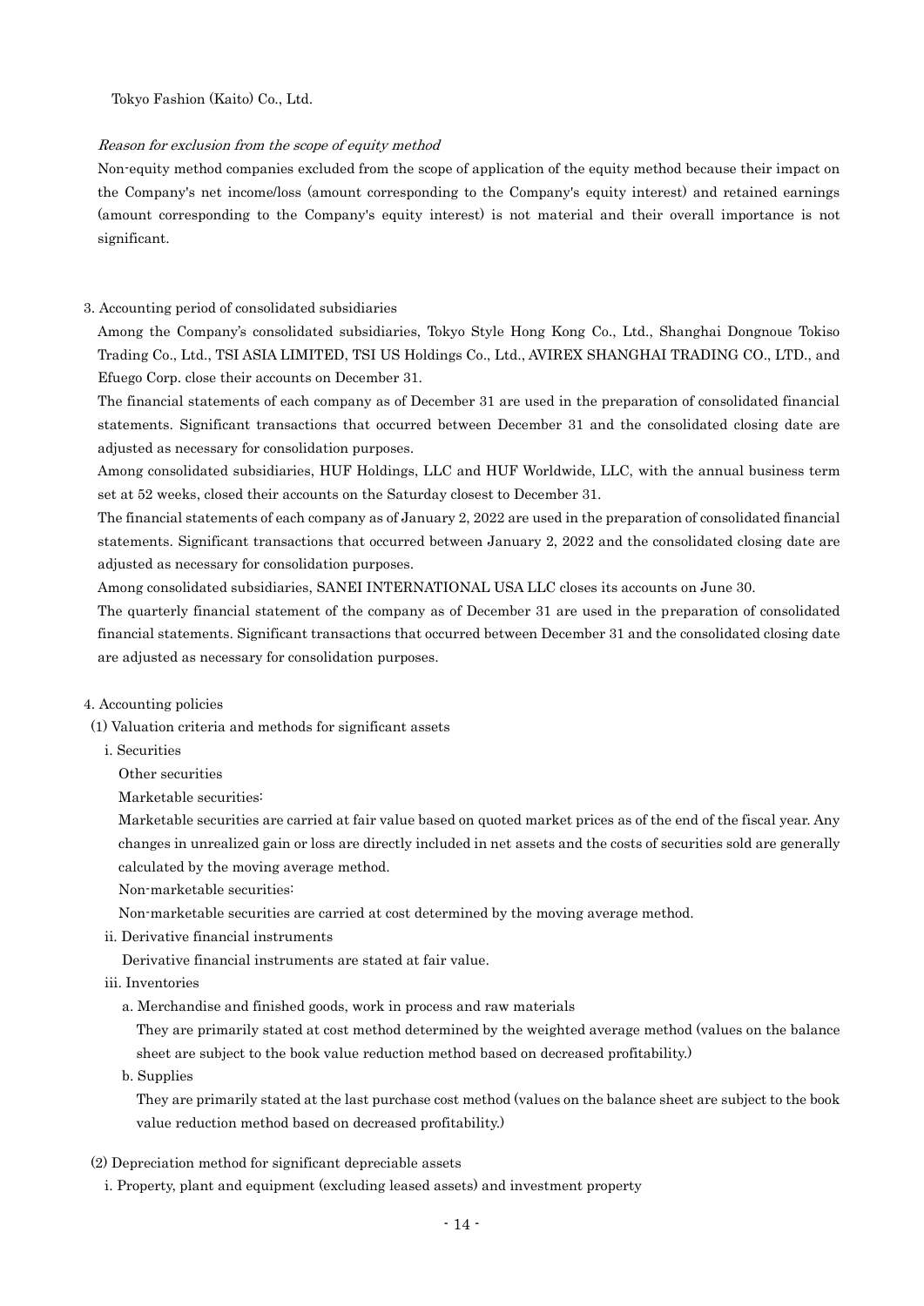Tokyo Fashion (Kaito) Co., Ltd.

*Reason for exclusion from the scope of equity method*

Non-equity method companies excluded from the scope of application of the equity method because their impact on the Company's net income/loss (amount corresponding to the Company's equity interest) and retained earnings (amount corresponding to the Company's equity interest) is not material and their overall importance is not significant.

3. Accounting period of consolidated subsidiaries

Among the Company's consolidated subsidiaries, Tokyo Style Hong Kong Co., Ltd., Shanghai Dongnoue Tokiso Trading Co., Ltd., TSI ASIA LIMITED, TSI US Holdings Co., Ltd., AVIREX SHANGHAI TRADING CO., LTD., and Efuego Corp. close their accounts on December 31.

The financial statements of each company as of December 31 are used in the preparation of consolidated financial statements. Significant transactions that occurred between December 31 and the consolidated closing date are adjusted as necessary for consolidation purposes.

Among consolidated subsidiaries, HUF Holdings, LLC and HUF Worldwide, LLC, with the annual business term set at 52 weeks, closed their accounts on the Saturday closest to December 31.

The financial statements of each company as of January 2, 2022 are used in the preparation of consolidated financial statements. Significant transactions that occurred between January 2, 2022 and the consolidated closing date are adjusted as necessary for consolidation purposes.

Among consolidated subsidiaries, SANEI INTERNATIONAL USA LLC closes its accounts on June 30.

The quarterly financial statement of the company as of December 31 are used in the preparation of consolidated financial statements. Significant transactions that occurred between December 31 and the consolidated closing date are adjusted as necessary for consolidation purposes.

4. Accounting policies

(1) Valuation criteria and methods for significant assets

i. Securities

Other securities

Marketable securities:

Marketable securities are carried at fair value based on quoted market prices as of the end of the fiscal year. Any changes in unrealized gain or loss are directly included in net assets and the costs of securities sold are generally calculated by the moving average method.

Non-marketable securities:

Non-marketable securities are carried at cost determined by the moving average method.

ii. Derivative financial instruments

Derivative financial instruments are stated at fair value.

iii. Inventories

a. Merchandise and finished goods, work in process and raw materials

They are primarily stated at cost method determined by the weighted average method (values on the balance sheet are subject to the book value reduction method based on decreased profitability.)

b. Supplies

They are primarily stated at the last purchase cost method (values on the balance sheet are subject to the book value reduction method based on decreased profitability.)

(2) Depreciation method for significant depreciable assets

i. Property, plant and equipment (excluding leased assets) and investment property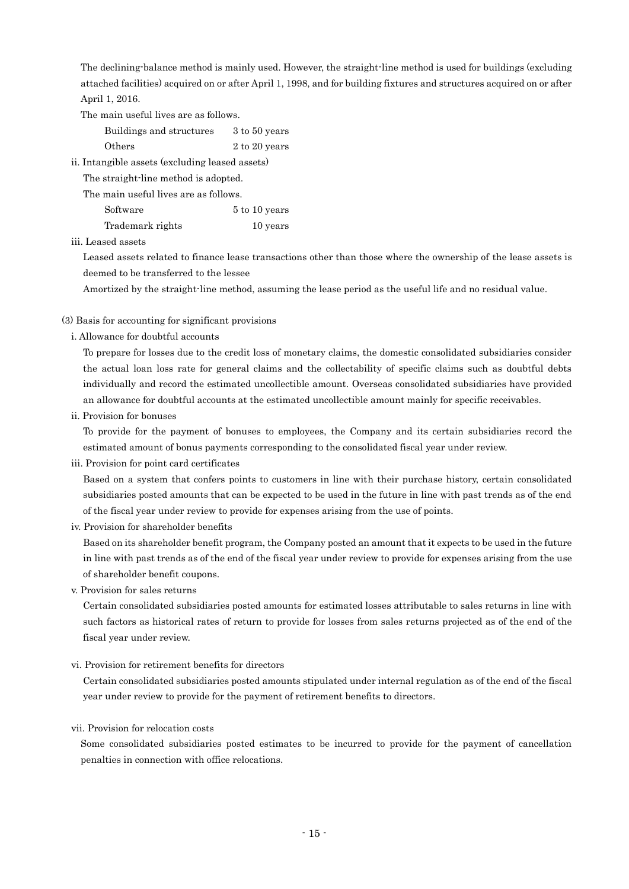The declining-balance method is mainly used. However, the straight-line method is used for buildings (excluding attached facilities) acquired on or after April 1, 1998, and for building fixtures and structures acquired on or after April 1, 2016.

The main useful lives are as follows.

| | |
|---|---|
| Buildings and structures | 3 to 50 years |
| Others | 2 to 20 years |

ii. Intangible assets (excluding leased assets)

The straight-line method is adopted.

The main useful lives are as follows.

| | |
|---|---|
| Software | 5 to 10 years |
| Trademark rights | 10 years |

iii. Leased assets

Leased assets related to finance lease transactions other than those where the ownership of the lease assets is deemed to be transferred to the lessee

Amortized by the straight-line method, assuming the lease period as the useful life and no residual value.

(3) Basis for accounting for significant provisions

i. Allowance for doubtful accounts

To prepare for losses due to the credit loss of monetary claims, the domestic consolidated subsidiaries consider the actual loan loss rate for general claims and the collectability of specific claims such as doubtful debts individually and record the estimated uncollectible amount. Overseas consolidated subsidiaries have provided an allowance for doubtful accounts at the estimated uncollectible amount mainly for specific receivables.

ii. Provision for bonuses

To provide for the payment of bonuses to employees, the Company and its certain subsidiaries record the estimated amount of bonus payments corresponding to the consolidated fiscal year under review.

iii. Provision for point card certificates

Based on a system that confers points to customers in line with their purchase history, certain consolidated subsidiaries posted amounts that can be expected to be used in the future in line with past trends as of the end of the fiscal year under review to provide for expenses arising from the use of points.

iv. Provision for shareholder benefits

Based on its shareholder benefit program, the Company posted an amount that it expects to be used in the future in line with past trends as of the end of the fiscal year under review to provide for expenses arising from the use of shareholder benefit coupons.

v. Provision for sales returns

Certain consolidated subsidiaries posted amounts for estimated losses attributable to sales returns in line with such factors as historical rates of return to provide for losses from sales returns projected as of the end of the fiscal year under review.

vi. Provision for retirement benefits for directors

Certain consolidated subsidiaries posted amounts stipulated under internal regulation as of the end of the fiscal year under review to provide for the payment of retirement benefits to directors.

vii. Provision for relocation costs

Some consolidated subsidiaries posted estimates to be incurred to provide for the payment of cancellation penalties in connection with office relocations.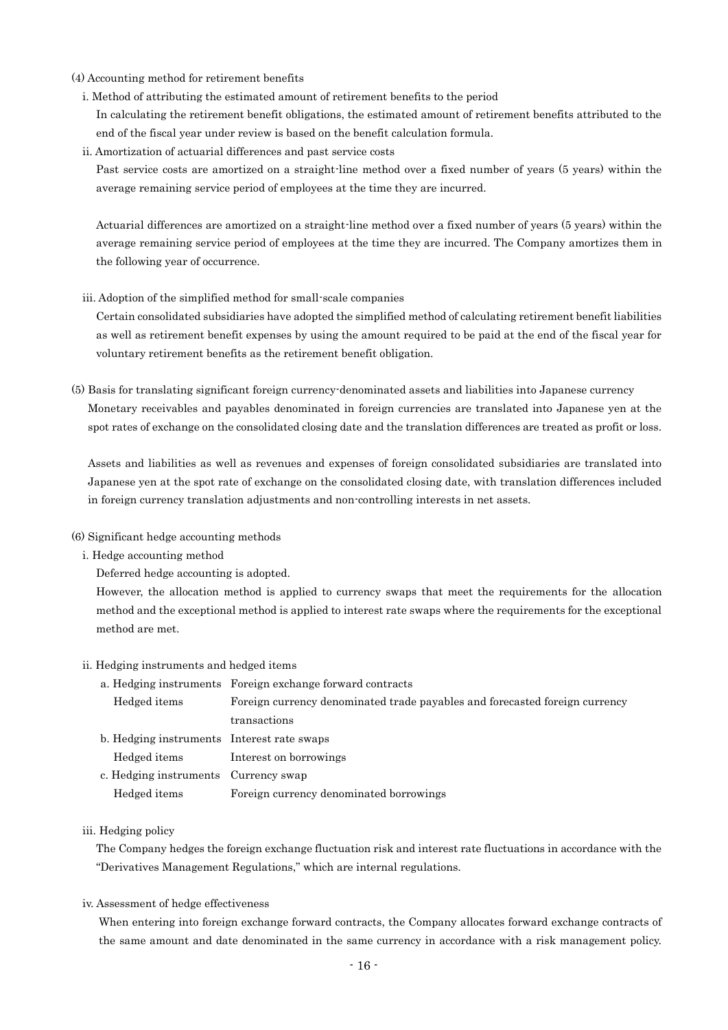(4) Accounting method for retirement benefits

i. Method of attributing the estimated amount of retirement benefits to the period

In calculating the retirement benefit obligations, the estimated amount of retirement benefits attributed to the end of the fiscal year under review is based on the benefit calculation formula.

ii. Amortization of actuarial differences and past service costs

Past service costs are amortized on a straight-line method over a fixed number of years (5 years) within the average remaining service period of employees at the time they are incurred.

Actuarial differences are amortized on a straight-line method over a fixed number of years (5 years) within the average remaining service period of employees at the time they are incurred. The Company amortizes them in the following year of occurrence.

iii. Adoption of the simplified method for small-scale companies

Certain consolidated subsidiaries have adopted the simplified method of calculating retirement benefit liabilities as well as retirement benefit expenses by using the amount required to be paid at the end of the fiscal year for voluntary retirement benefits as the retirement benefit obligation.

(5) Basis for translating significant foreign currency-denominated assets and liabilities into Japanese currency

Monetary receivables and payables denominated in foreign currencies are translated into Japanese yen at the spot rates of exchange on the consolidated closing date and the translation differences are treated as profit or loss.

Assets and liabilities as well as revenues and expenses of foreign consolidated subsidiaries are translated into Japanese yen at the spot rate of exchange on the consolidated closing date, with translation differences included in foreign currency translation adjustments and non-controlling interests in net assets.

(6) Significant hedge accounting methods

i. Hedge accounting method

Deferred hedge accounting is adopted.

However, the allocation method is applied to currency swaps that meet the requirements for the allocation method and the exceptional method is applied to interest rate swaps where the requirements for the exceptional method are met.

ii. Hedging instruments and hedged items

| | |
|---|---|
| a. Hedging instruments | Foreign exchange forward contracts |
| Hedged items | Foreign currency denominated trade payables and forecasted foreign currency transactions |
| b. Hedging instruments | Interest rate swaps |
| Hedged items | Interest on borrowings |
| c. Hedging instruments | Currency swap |
| Hedged items | Foreign currency denominated borrowings |

iii. Hedging policy

The Company hedges the foreign exchange fluctuation risk and interest rate fluctuations in accordance with the "Derivatives Management Regulations," which are internal regulations.

iv. Assessment of hedge effectiveness

When entering into foreign exchange forward contracts, the Company allocates forward exchange contracts of the same amount and date denominated in the same currency in accordance with a risk management policy.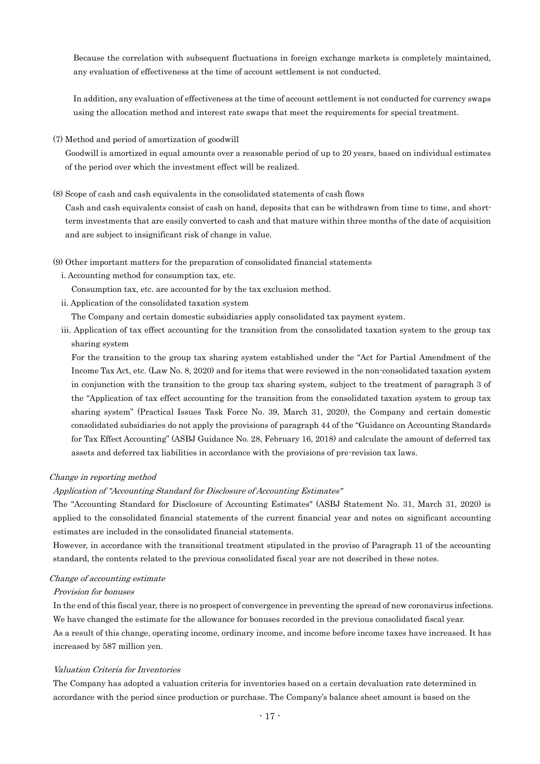Because the correlation with subsequent fluctuations in foreign exchange markets is completely maintained, any evaluation of effectiveness at the time of account settlement is not conducted.

In addition, any evaluation of effectiveness at the time of account settlement is not conducted for currency swaps using the allocation method and interest rate swaps that meet the requirements for special treatment.

(7) Method and period of amortization of goodwill

Goodwill is amortized in equal amounts over a reasonable period of up to 20 years, based on individual estimates of the period over which the investment effect will be realized.

(8) Scope of cash and cash equivalents in the consolidated statements of cash flows

Cash and cash equivalents consist of cash on hand, deposits that can be withdrawn from time to time, and short-term investments that are easily converted to cash and that mature within three months of the date of acquisition and are subject to insignificant risk of change in value.

(9) Other important matters for the preparation of consolidated financial statements

i. Accounting method for consumption tax, etc.

Consumption tax, etc. are accounted for by the tax exclusion method.

ii. Application of the consolidated taxation system

The Company and certain domestic subsidiaries apply consolidated tax payment system.

iii. Application of tax effect accounting for the transition from the consolidated taxation system to the group tax sharing system

For the transition to the group tax sharing system established under the "Act for Partial Amendment of the Income Tax Act, etc. (Law No. 8, 2020) and for items that were reviewed in the non-consolidated taxation system in conjunction with the transition to the group tax sharing system, subject to the treatment of paragraph 3 of the "Application of tax effect accounting for the transition from the consolidated taxation system to group tax sharing system" (Practical Issues Task Force No. 39, March 31, 2020), the Company and certain domestic consolidated subsidiaries do not apply the provisions of paragraph 44 of the "Guidance on Accounting Standards for Tax Effect Accounting" (ASBJ Guidance No. 28, February 16, 2018) and calculate the amount of deferred tax assets and deferred tax liabilities in accordance with the provisions of pre-revision tax laws.

*Change in reporting method*

*Application of "Accounting Standard for Disclosure of Accounting Estimates"*

The "Accounting Standard for Disclosure of Accounting Estimates" (ASBJ Statement No. 31, March 31, 2020) is applied to the consolidated financial statements of the current financial year and notes on significant accounting estimates are included in the consolidated financial statements.

However, in accordance with the transitional treatment stipulated in the proviso of Paragraph 11 of the accounting standard, the contents related to the previous consolidated fiscal year are not described in these notes.

*Change of accounting estimate*

*Provision for bonuses*

In the end of this fiscal year, there is no prospect of convergence in preventing the spread of new coronavirus infections. We have changed the estimate for the allowance for bonuses recorded in the previous consolidated fiscal year.

As a result of this change, operating income, ordinary income, and income before income taxes have increased. It has increased by 587 million yen.

*Valuation Criteria for Inventories*

The Company has adopted a valuation criteria for inventories based on a certain devaluation rate determined in accordance with the period since production or purchase. The Company's balance sheet amount is based on the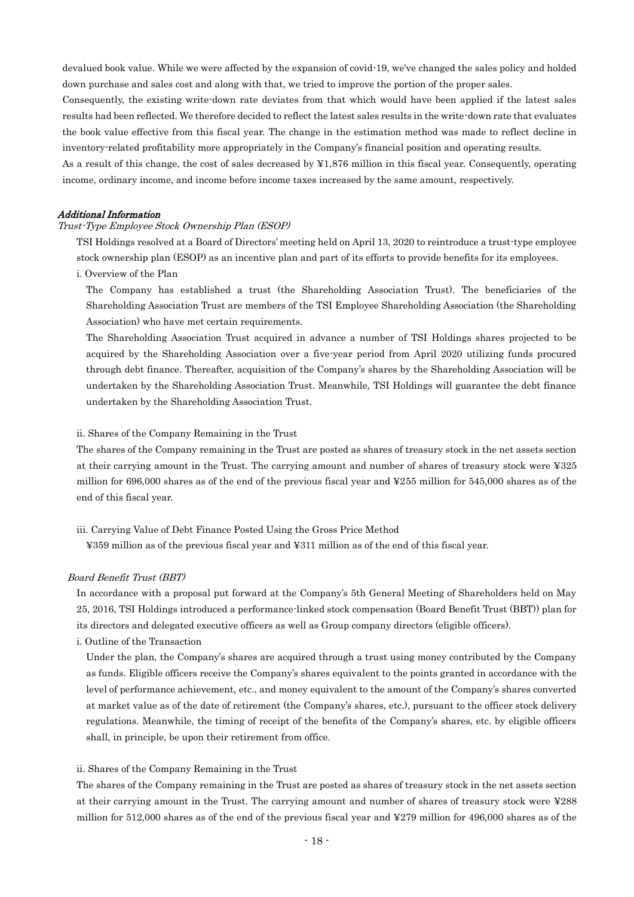devalued book value. While we were affected by the expansion of covid-19, we've changed the sales policy and holded down purchase and sales cost and along with that, we tried to improve the portion of the proper sales.

Consequently, the existing write-down rate deviates from that which would have been applied if the latest sales results had been reflected. We therefore decided to reflect the latest sales results in the write-down rate that evaluates the book value effective from this fiscal year. The change in the estimation method was made to reflect decline in inventory-related profitability more appropriately in the Company's financial position and operating results.

As a result of this change, the cost of sales decreased by ¥1,876 million in this fiscal year. Consequently, operating income, ordinary income, and income before income taxes increased by the same amount, respectively.

### *Additional Information*

#### *Trust-Type Employee Stock Ownership Plan (ESOP)*

TSI Holdings resolved at a Board of Directors' meeting held on April 13, 2020 to reintroduce a trust-type employee stock ownership plan (ESOP) as an incentive plan and part of its efforts to provide benefits for its employees.

i. Overview of the Plan

The Company has established a trust (the Shareholding Association Trust). The beneficiaries of the Shareholding Association Trust are members of the TSI Employee Shareholding Association (the Shareholding Association) who have met certain requirements.

The Shareholding Association Trust acquired in advance a number of TSI Holdings shares projected to be acquired by the Shareholding Association over a five-year period from April 2020 utilizing funds procured through debt finance. Thereafter, acquisition of the Company's shares by the Shareholding Association will be undertaken by the Shareholding Association Trust. Meanwhile, TSI Holdings will guarantee the debt finance undertaken by the Shareholding Association Trust.

ii. Shares of the Company Remaining in the Trust

The shares of the Company remaining in the Trust are posted as shares of treasury stock in the net assets section at their carrying amount in the Trust. The carrying amount and number of shares of treasury stock were ¥325 million for 696,000 shares as of the end of the previous fiscal year and ¥255 million for 545,000 shares as of the end of this fiscal year.

iii. Carrying Value of Debt Finance Posted Using the Gross Price Method

¥359 million as of the previous fiscal year and ¥311 million as of the end of this fiscal year.

#### *Board Benefit Trust (BBT)*

In accordance with a proposal put forward at the Company's 5th General Meeting of Shareholders held on May 25, 2016, TSI Holdings introduced a performance-linked stock compensation (Board Benefit Trust (BBT)) plan for its directors and delegated executive officers as well as Group company directors (eligible officers).

i. Outline of the Transaction

Under the plan, the Company's shares are acquired through a trust using money contributed by the Company as funds. Eligible officers receive the Company's shares equivalent to the points granted in accordance with the level of performance achievement, etc., and money equivalent to the amount of the Company's shares converted at market value as of the date of retirement (the Company's shares, etc.), pursuant to the officer stock delivery regulations. Meanwhile, the timing of receipt of the benefits of the Company's shares, etc. by eligible officers shall, in principle, be upon their retirement from office.

ii. Shares of the Company Remaining in the Trust

The shares of the Company remaining in the Trust are posted as shares of treasury stock in the net assets section at their carrying amount in the Trust. The carrying amount and number of shares of treasury stock were ¥288 million for 512,000 shares as of the end of the previous fiscal year and ¥279 million for 496,000 shares as of the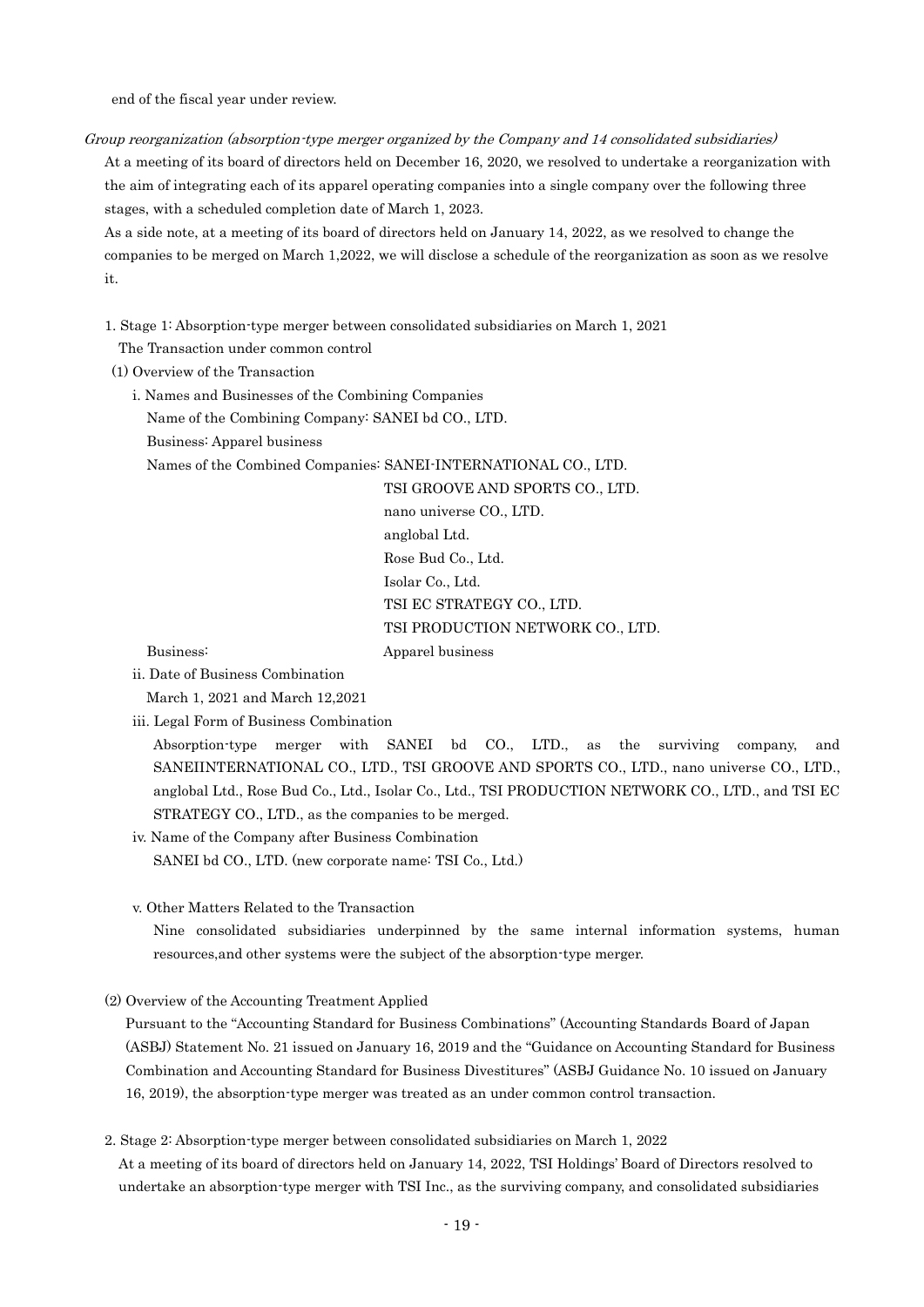end of the fiscal year under review.

*Group reorganization (absorption-type merger organized by the Company and 14 consolidated subsidiaries)*

At a meeting of its board of directors held on December 16, 2020, we resolved to undertake a reorganization with the aim of integrating each of its apparel operating companies into a single company over the following three stages, with a scheduled completion date of March 1, 2023.

As a side note, at a meeting of its board of directors held on January 14, 2022, as we resolved to change the companies to be merged on March 1,2022, we will disclose a schedule of the reorganization as soon as we resolve it.

1. Stage 1: Absorption-type merger between consolidated subsidiaries on March 1, 2021

   The Transaction under common control

   (1) Overview of the Transaction

   i. Names and Businesses of the Combining Companies

   Name of the Combining Company: SANEI bd CO., LTD.

   Business: Apparel business

   Names of the Combined Companies: SANEI-INTERNATIONAL CO., LTD.
   TSI GROOVE AND SPORTS CO., LTD.
   nano universe CO., LTD.
   anglobal Ltd.
   Rose Bud Co., Ltd.
   Isolar Co., Ltd.
   TSI EC STRATEGY CO., LTD.
   TSI PRODUCTION NETWORK CO., LTD.

   Business: Apparel business

   ii. Date of Business Combination

   March 1, 2021 and March 12,2021

   iii. Legal Form of Business Combination

   Absorption-type merger with SANEI bd CO., LTD., as the surviving company, and SANEIINTERNATIONAL CO., LTD., TSI GROOVE AND SPORTS CO., LTD., nano universe CO., LTD., anglobal Ltd., Rose Bud Co., Ltd., Isolar Co., Ltd., TSI PRODUCTION NETWORK CO., LTD., and TSI EC STRATEGY CO., LTD., as the companies to be merged.

   iv. Name of the Company after Business Combination

   SANEI bd CO., LTD. (new corporate name: TSI Co., Ltd.)

   v. Other Matters Related to the Transaction

   Nine consolidated subsidiaries underpinned by the same internal information systems, human resources,and other systems were the subject of the absorption-type merger.

   (2) Overview of the Accounting Treatment Applied

   Pursuant to the "Accounting Standard for Business Combinations" (Accounting Standards Board of Japan (ASBJ) Statement No. 21 issued on January 16, 2019 and the "Guidance on Accounting Standard for Business Combination and Accounting Standard for Business Divestitures" (ASBJ Guidance No. 10 issued on January 16, 2019), the absorption-type merger was treated as an under common control transaction.

2. Stage 2: Absorption-type merger between consolidated subsidiaries on March 1, 2022

   At a meeting of its board of directors held on January 14, 2022, TSI Holdings' Board of Directors resolved to undertake an absorption-type merger with TSI Inc., as the surviving company, and consolidated subsidiaries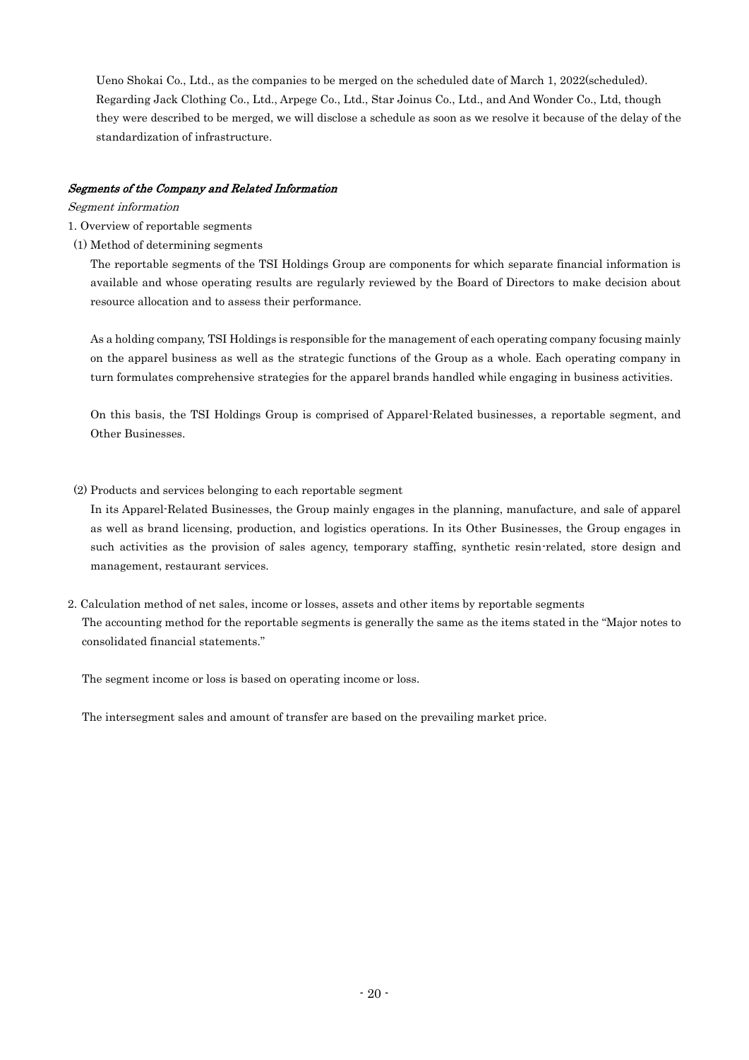Ueno Shokai Co., Ltd., as the companies to be merged on the scheduled date of March 1, 2022(scheduled). Regarding Jack Clothing Co., Ltd., Arpege Co., Ltd., Star Joinus Co., Ltd., and And Wonder Co., Ltd, though they were described to be merged, we will disclose a schedule as soon as we resolve it because of the delay of the standardization of infrastructure.

***Segments of the Company and Related Information***

*Segment information*

1. Overview of reportable segments

(1) Method of determining segments

The reportable segments of the TSI Holdings Group are components for which separate financial information is available and whose operating results are regularly reviewed by the Board of Directors to make decision about resource allocation and to assess their performance.

As a holding company, TSI Holdings is responsible for the management of each operating company focusing mainly on the apparel business as well as the strategic functions of the Group as a whole. Each operating company in turn formulates comprehensive strategies for the apparel brands handled while engaging in business activities.

On this basis, the TSI Holdings Group is comprised of Apparel-Related businesses, a reportable segment, and Other Businesses.

(2) Products and services belonging to each reportable segment

In its Apparel-Related Businesses, the Group mainly engages in the planning, manufacture, and sale of apparel as well as brand licensing, production, and logistics operations. In its Other Businesses, the Group engages in such activities as the provision of sales agency, temporary staffing, synthetic resin-related, store design and management, restaurant services.

2. Calculation method of net sales, income or losses, assets and other items by reportable segments

The accounting method for the reportable segments is generally the same as the items stated in the "Major notes to consolidated financial statements."

The segment income or loss is based on operating income or loss.

The intersegment sales and amount of transfer are based on the prevailing market price.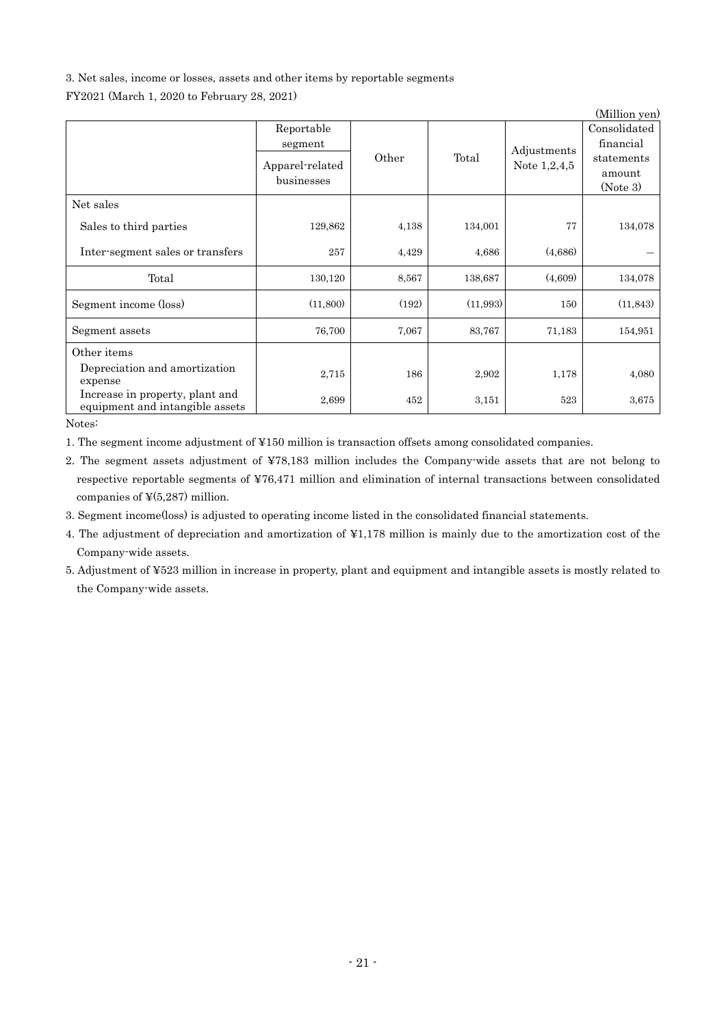3. Net sales, income or losses, assets and other items by reportable segments

FY2021 (March 1, 2020 to February 28, 2021)

(Million yen)

| | Reportable segment | Other | Total | Adjustments Note 1,2,4,5 | Consolidated financial statements amount (Note 3) |
|---|---|---|---|---|---|
| | Apparel-related businesses | | | | |
| Net sales | | | | | |
| Sales to third parties | 129,862 | 4,138 | 134,001 | 77 | 134,078 |
| Inter-segment sales or transfers | 257 | 4,429 | 4,686 | (4,686) | — |
| Total | 130,120 | 8,567 | 138,687 | (4,609) | 134,078 |
| Segment income (loss) | (11,800) | (192) | (11,993) | 150 | (11,843) |
| Segment assets | 76,700 | 7,067 | 83,767 | 71,183 | 154,951 |
| Other items | | | | | |
| Depreciation and amortization expense | 2,715 | 186 | 2,902 | 1,178 | 4,080 |
| Increase in property, plant and equipment and intangible assets | 2,699 | 452 | 3,151 | 523 | 3,675 |

Notes:

1. The segment income adjustment of ¥150 million is transaction offsets among consolidated companies.
2. The segment assets adjustment of ¥78,183 million includes the Company-wide assets that are not belong to respective reportable segments of ¥76,471 million and elimination of internal transactions between consolidated companies of ¥(5,287) million.
3. Segment income(loss) is adjusted to operating income listed in the consolidated financial statements.
4. The adjustment of depreciation and amortization of ¥1,178 million is mainly due to the amortization cost of the Company-wide assets.
5. Adjustment of ¥523 million in increase in property, plant and equipment and intangible assets is mostly related to the Company-wide assets.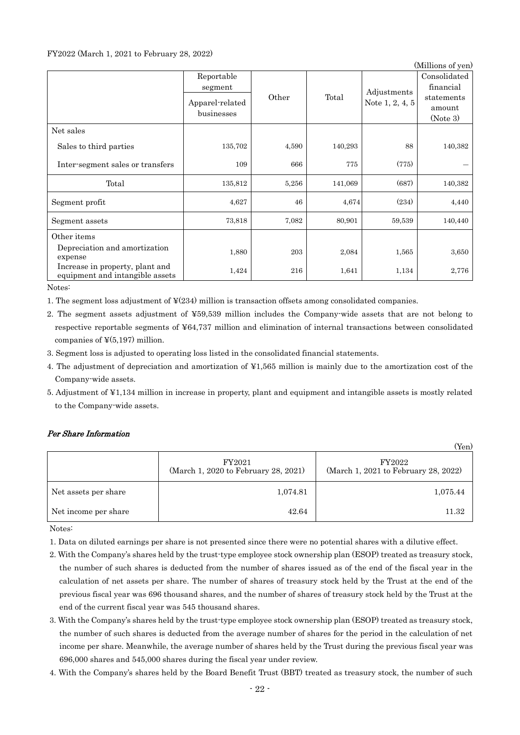FY2022 (March 1, 2021 to February 28, 2022)

(Millions of yen)

| | Reportable segment | Other | Total | Adjustments Note 1, 2, 4, 5 | Consolidated financial statements amount (Note 3) |
|---|---|---|---|---|---|
| | Apparel-related businesses | | | | |
| Net sales | | | | | |
| Sales to third parties | 135,702 | 4,590 | 140,293 | 88 | 140,382 |
| Inter-segment sales or transfers | 109 | 666 | 775 | (775) | — |
| Total | 135,812 | 5,256 | 141,069 | (687) | 140,382 |
| Segment profit | 4,627 | 46 | 4,674 | (234) | 4,440 |
| Segment assets | 73,818 | 7,082 | 80,901 | 59,539 | 140,440 |
| Other items | | | | | |
| Depreciation and amortization expense | 1,880 | 203 | 2,084 | 1,565 | 3,650 |
| Increase in property, plant and equipment and intangible assets | 1,424 | 216 | 1,641 | 1,134 | 2,776 |

Notes:

1. The segment loss adjustment of ¥(234) million is transaction offsets among consolidated companies.
2. The segment assets adjustment of ¥59,539 million includes the Company-wide assets that are not belong to respective reportable segments of ¥64,737 million and elimination of internal transactions between consolidated companies of ¥(5,197) million.
3. Segment loss is adjusted to operating loss listed in the consolidated financial statements.
4. The adjustment of depreciation and amortization of ¥1,565 million is mainly due to the amortization cost of the Company-wide assets.
5. Adjustment of ¥1,134 million in increase in property, plant and equipment and intangible assets is mostly related to the Company-wide assets.

### *Per Share Information*

(Yen)

| | FY2021 (March 1, 2020 to February 28, 2021) | FY2022 (March 1, 2021 to February 28, 2022) |
|---|---|---|
| Net assets per share | 1,074.81 | 1,075.44 |
| Net income per share | 42.64 | 11.32 |

Notes:

1. Data on diluted earnings per share is not presented since there were no potential shares with a dilutive effect.
2. With the Company's shares held by the trust-type employee stock ownership plan (ESOP) treated as treasury stock, the number of such shares is deducted from the number of shares issued as of the end of the fiscal year in the calculation of net assets per share. The number of shares of treasury stock held by the Trust at the end of the previous fiscal year was 696 thousand shares, and the number of shares of treasury stock held by the Trust at the end of the current fiscal year was 545 thousand shares.
3. With the Company's shares held by the trust-type employee stock ownership plan (ESOP) treated as treasury stock, the number of such shares is deducted from the average number of shares for the period in the calculation of net income per share. Meanwhile, the average number of shares held by the Trust during the previous fiscal year was 696,000 shares and 545,000 shares during the fiscal year under review.
4. With the Company's shares held by the Board Benefit Trust (BBT) treated as treasury stock, the number of such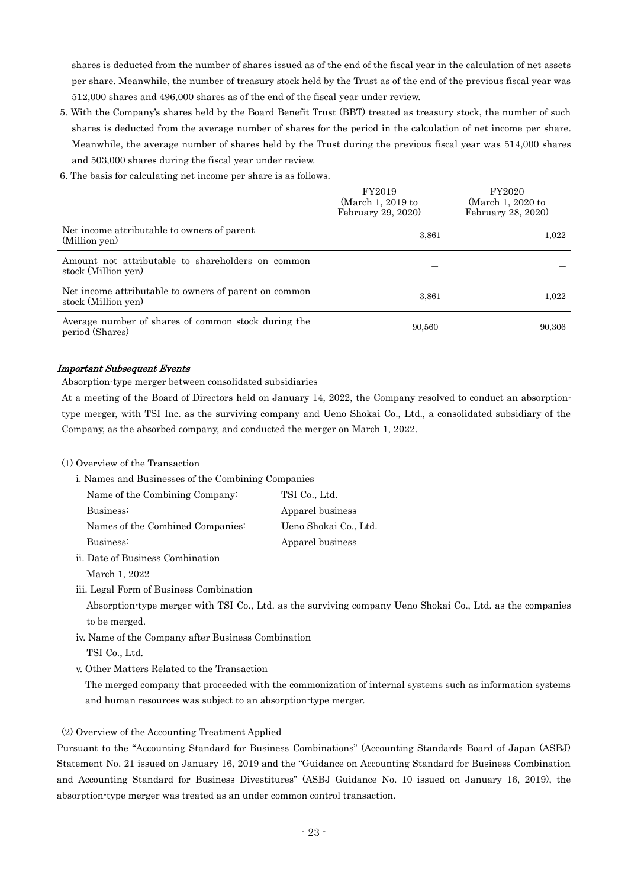shares is deducted from the number of shares issued as of the end of the fiscal year in the calculation of net assets per share. Meanwhile, the number of treasury stock held by the Trust as of the end of the previous fiscal year was 512,000 shares and 496,000 shares as of the end of the fiscal year under review.

5. With the Company's shares held by the Board Benefit Trust (BBT) treated as treasury stock, the number of such shares is deducted from the average number of shares for the period in the calculation of net income per share. Meanwhile, the average number of shares held by the Trust during the previous fiscal year was 514,000 shares and 503,000 shares during the fiscal year under review.

6. The basis for calculating net income per share is as follows.

| | FY2019 (March 1, 2019 to February 29, 2020) | FY2020 (March 1, 2020 to February 28, 2020) |
|---|---|---|
| Net income attributable to owners of parent (Million yen) | 3,861 | 1,022 |
| Amount not attributable to shareholders on common stock (Million yen) | — | — |
| Net income attributable to owners of parent on common stock (Million yen) | 3,861 | 1,022 |
| Average number of shares of common stock during the period (Shares) | 90,560 | 90,306 |

***Important Subsequent Events***

Absorption-type merger between consolidated subsidiaries

At a meeting of the Board of Directors held on January 14, 2022, the Company resolved to conduct an absorption-type merger, with TSI Inc. as the surviving company and Ueno Shokai Co., Ltd., a consolidated subsidiary of the Company, as the absorbed company, and conducted the merger on March 1, 2022.

(1) Overview of the Transaction

i. Names and Businesses of the Combining Companies

| | |
|---|---|
| Name of the Combining Company: | TSI Co., Ltd. |
| Business: | Apparel business |
| Names of the Combined Companies: | Ueno Shokai Co., Ltd. |
| Business: | Apparel business |

ii. Date of Business Combination

March 1, 2022

iii. Legal Form of Business Combination

Absorption-type merger with TSI Co., Ltd. as the surviving company Ueno Shokai Co., Ltd. as the companies to be merged.

iv. Name of the Company after Business Combination

TSI Co., Ltd.

v. Other Matters Related to the Transaction

The merged company that proceeded with the commonization of internal systems such as information systems and human resources was subject to an absorption-type merger.

(2) Overview of the Accounting Treatment Applied

Pursuant to the "Accounting Standard for Business Combinations" (Accounting Standards Board of Japan (ASBJ) Statement No. 21 issued on January 16, 2019 and the "Guidance on Accounting Standard for Business Combination and Accounting Standard for Business Divestitures" (ASBJ Guidance No. 10 issued on January 16, 2019), the absorption-type merger was treated as an under common control transaction.